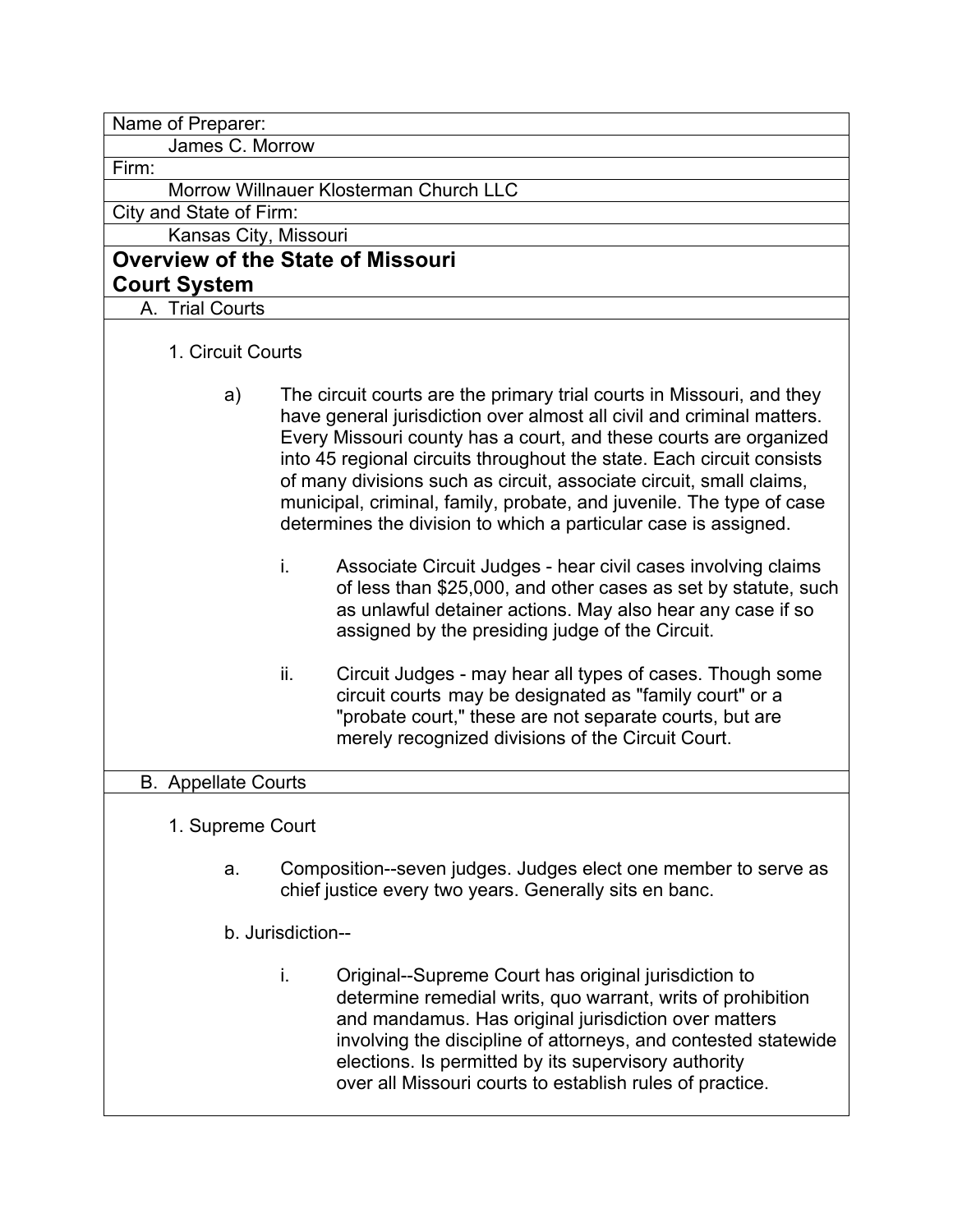Name of Preparer:

James C. Morrow

Firm:

Morrow Willnauer Klosterman Church LLC

City and State of Firm:

Kansas City, Missouri

# Overview of the State of Missouri Court System

## A. Trial Courts

### 1. Circuit Courts

a) The circuit courts are the primary trial courts in Missouri, and they have general jurisdiction over almost all civil and criminal matters. Every Missouri county has a court, and these courts are organized into 45 regional circuits throughout the state. Each circuit consists of many divisions such as circuit, associate circuit, small claims, municipal, criminal, family, probate, and juvenile. The type of case determines the division to which a particular case is assigned.

i. Associate Circuit Judges - hear civil cases involving claims of less than $25,000, and other cases as set by statute, such as unlawful detainer actions. May also hear any case if so assigned by the presiding judge of the Circuit.

ii. Circuit Judges - may hear all types of cases. Though some circuit courts may be designated as "family court" or a "probate court," these are not separate courts, but are merely recognized divisions of the Circuit Court.

## B. Appellate Courts

### 1. Supreme Court

a. Composition--seven judges. Judges elect one member to serve as chief justice every two years. Generally sits en banc.

b. Jurisdiction--

i. Original--Supreme Court has original jurisdiction to determine remedial writs, quo warrant, writs of prohibition and mandamus. Has original jurisdiction over matters involving the discipline of attorneys, and contested statewide elections. Is permitted by its supervisory authority over all Missouri courts to establish rules of practice.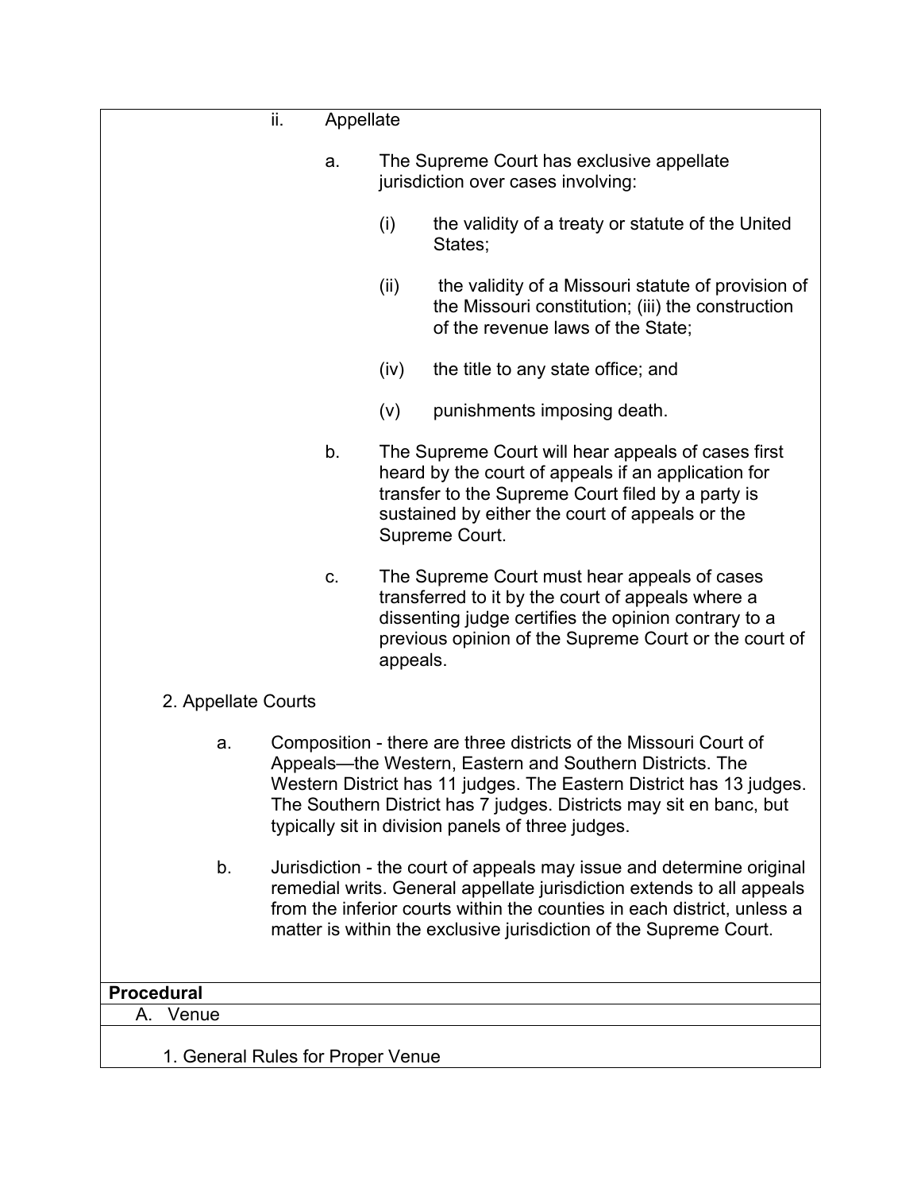ii. Appellate

a. The Supreme Court has exclusive appellate jurisdiction over cases involving:

(i) the validity of a treaty or statute of the United States;

(ii) the validity of a Missouri statute of provision of the Missouri constitution; (iii) the construction of the revenue laws of the State;

(iv) the title to any state office; and

(v) punishments imposing death.

b. The Supreme Court will hear appeals of cases first heard by the court of appeals if an application for transfer to the Supreme Court filed by a party is sustained by either the court of appeals or the Supreme Court.

c. The Supreme Court must hear appeals of cases transferred to it by the court of appeals where a dissenting judge certifies the opinion contrary to a previous opinion of the Supreme Court or the court of appeals.

2. Appellate Courts

a. Composition - there are three districts of the Missouri Court of Appeals—the Western, Eastern and Southern Districts. The Western District has 11 judges. The Eastern District has 13 judges. The Southern District has 7 judges. Districts may sit en banc, but typically sit in division panels of three judges.

b. Jurisdiction - the court of appeals may issue and determine original remedial writs. General appellate jurisdiction extends to all appeals from the inferior courts within the counties in each district, unless a matter is within the exclusive jurisdiction of the Supreme Court.

**Procedural**

A. Venue

1. General Rules for Proper Venue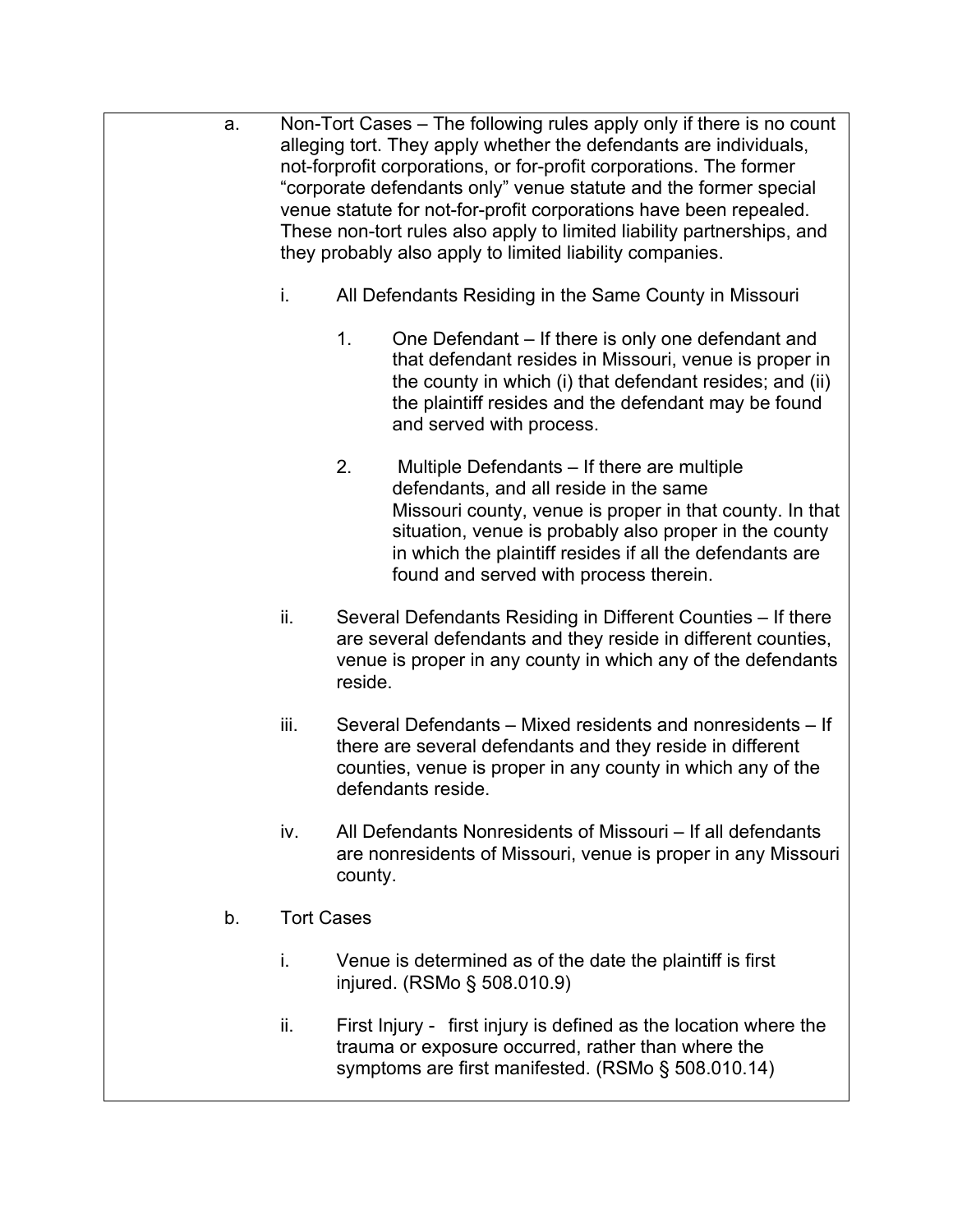a. Non-Tort Cases – The following rules apply only if there is no count alleging tort. They apply whether the defendants are individuals, not-forprofit corporations, or for-profit corporations. The former "corporate defendants only" venue statute and the former special venue statute for not-for-profit corporations have been repealed. These non-tort rules also apply to limited liability partnerships, and they probably also apply to limited liability companies.

   i. All Defendants Residing in the Same County in Missouri

      1. One Defendant – If there is only one defendant and that defendant resides in Missouri, venue is proper in the county in which (i) that defendant resides; and (ii) the plaintiff resides and the defendant may be found and served with process.

      2. Multiple Defendants – If there are multiple defendants, and all reside in the same Missouri county, venue is proper in that county. In that situation, venue is probably also proper in the county in which the plaintiff resides if all the defendants are found and served with process therein.

   ii. Several Defendants Residing in Different Counties – If there are several defendants and they reside in different counties, venue is proper in any county in which any of the defendants reside.

   iii. Several Defendants – Mixed residents and nonresidents – If there are several defendants and they reside in different counties, venue is proper in any county in which any of the defendants reside.

   iv. All Defendants Nonresidents of Missouri – If all defendants are nonresidents of Missouri, venue is proper in any Missouri county.

b. Tort Cases

   i. Venue is determined as of the date the plaintiff is first injured. (RSMo § 508.010.9)

   ii. First Injury - first injury is defined as the location where the trauma or exposure occurred, rather than where the symptoms are first manifested. (RSMo § 508.010.14)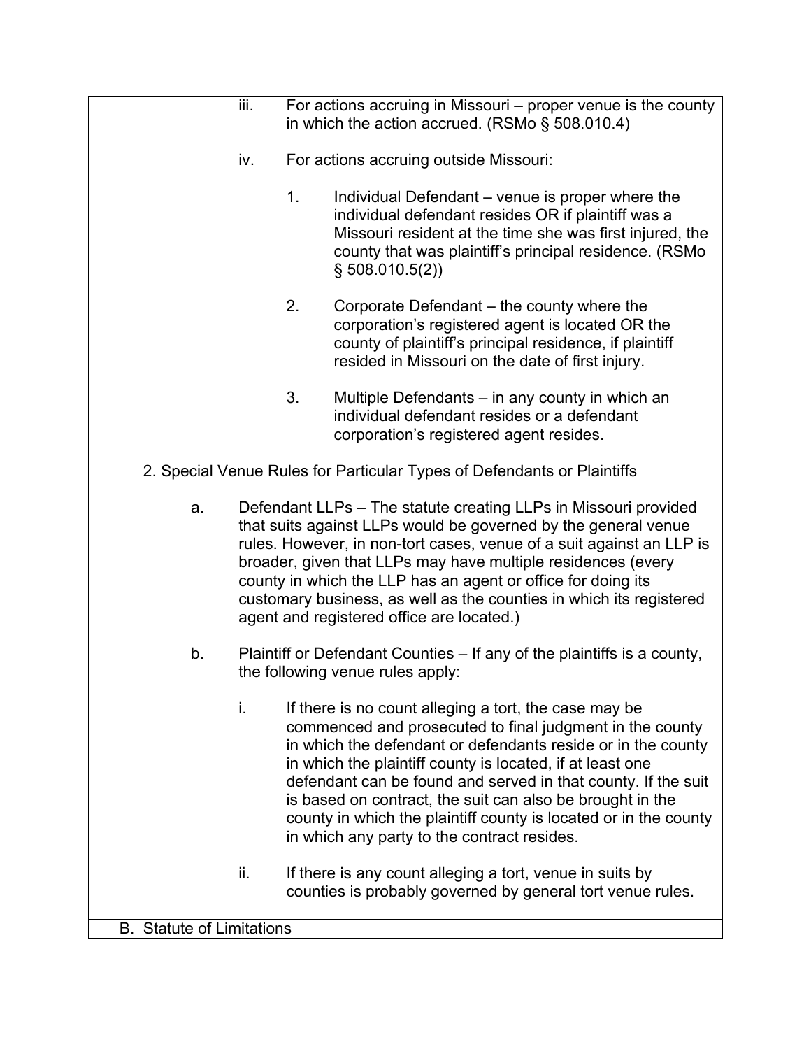iii. For actions accruing in Missouri – proper venue is the county in which the action accrued. (RSMo § 508.010.4)

iv. For actions accruing outside Missouri:

1. Individual Defendant – venue is proper where the individual defendant resides OR if plaintiff was a Missouri resident at the time she was first injured, the county that was plaintiff's principal residence. (RSMo § 508.010.5(2))

2. Corporate Defendant – the county where the corporation's registered agent is located OR the county of plaintiff's principal residence, if plaintiff resided in Missouri on the date of first injury.

3. Multiple Defendants – in any county in which an individual defendant resides or a defendant corporation's registered agent resides.

2. Special Venue Rules for Particular Types of Defendants or Plaintiffs

a. Defendant LLPs – The statute creating LLPs in Missouri provided that suits against LLPs would be governed by the general venue rules. However, in non-tort cases, venue of a suit against an LLP is broader, given that LLPs may have multiple residences (every county in which the LLP has an agent or office for doing its customary business, as well as the counties in which its registered agent and registered office are located.)

b. Plaintiff or Defendant Counties – If any of the plaintiffs is a county, the following venue rules apply:

i. If there is no count alleging a tort, the case may be commenced and prosecuted to final judgment in the county in which the defendant or defendants reside or in the county in which the plaintiff county is located, if at least one defendant can be found and served in that county. If the suit is based on contract, the suit can also be brought in the county in which the plaintiff county is located or in the county in which any party to the contract resides.

ii. If there is any count alleging a tort, venue in suits by counties is probably governed by general tort venue rules.

B. Statute of Limitations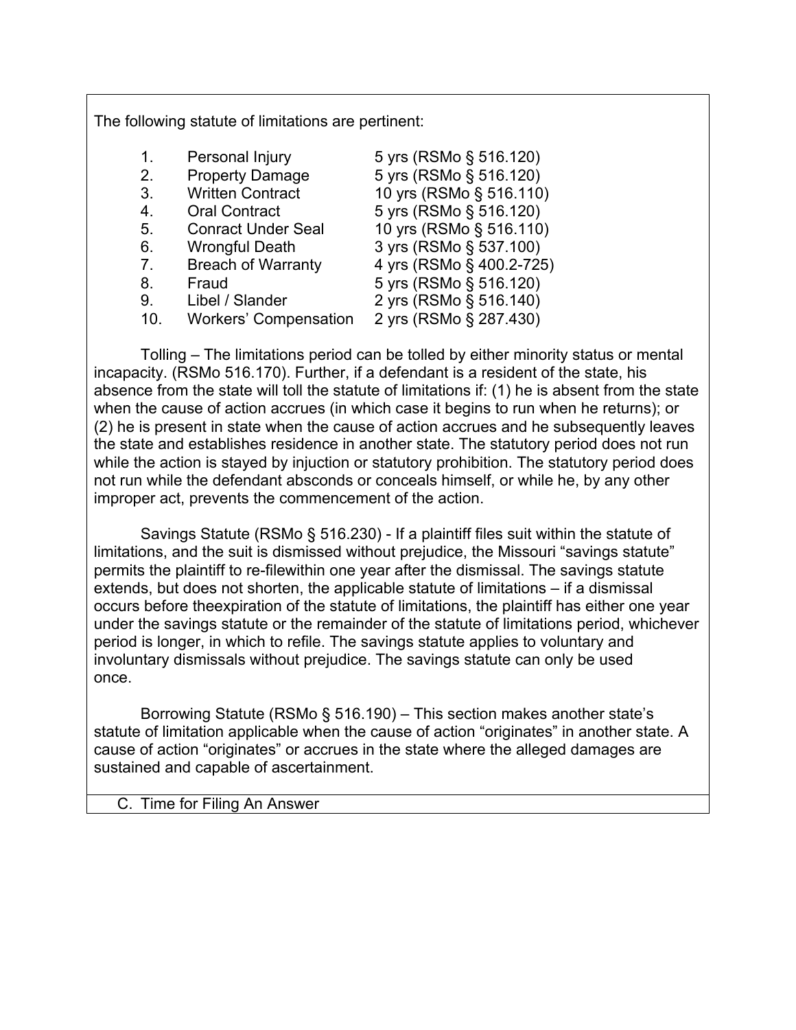The following statute of limitations are pertinent:

| | | |
|---|---|---|
| 1. | Personal Injury | 5 yrs (RSMo § 516.120) |
| 2. | Property Damage | 5 yrs (RSMo § 516.120) |
| 3. | Written Contract | 10 yrs (RSMo § 516.110) |
| 4. | Oral Contract | 5 yrs (RSMo § 516.120) |
| 5. | Conract Under Seal | 10 yrs (RSMo § 516.110) |
| 6. | Wrongful Death | 3 yrs (RSMo § 537.100) |
| 7. | Breach of Warranty | 4 yrs (RSMo § 400.2-725) |
| 8. | Fraud | 5 yrs (RSMo § 516.120) |
| 9. | Libel / Slander | 2 yrs (RSMo § 516.140) |
| 10. | Workers' Compensation | 2 yrs (RSMo § 287.430) |

Tolling – The limitations period can be tolled by either minority status or mental incapacity. (RSMo 516.170). Further, if a defendant is a resident of the state, his absence from the state will toll the statute of limitations if: (1) he is absent from the state when the cause of action accrues (in which case it begins to run when he returns); or (2) he is present in state when the cause of action accrues and he subsequently leaves the state and establishes residence in another state. The statutory period does not run while the action is stayed by injuction or statutory prohibition. The statutory period does not run while the defendant absconds or conceals himself, or while he, by any other improper act, prevents the commencement of the action.

Savings Statute (RSMo § 516.230) - If a plaintiff files suit within the statute of limitations, and the suit is dismissed without prejudice, the Missouri "savings statute" permits the plaintiff to re-filewithin one year after the dismissal. The savings statute extends, but does not shorten, the applicable statute of limitations – if a dismissal occurs before theexpiration of the statute of limitations, the plaintiff has either one year under the savings statute or the remainder of the statute of limitations period, whichever period is longer, in which to refile. The savings statute applies to voluntary and involuntary dismissals without prejudice. The savings statute can only be used once.

Borrowing Statute (RSMo § 516.190) – This section makes another state's statute of limitation applicable when the cause of action "originates" in another state. A cause of action "originates" or accrues in the state where the alleged damages are sustained and capable of ascertainment.

C. Time for Filing An Answer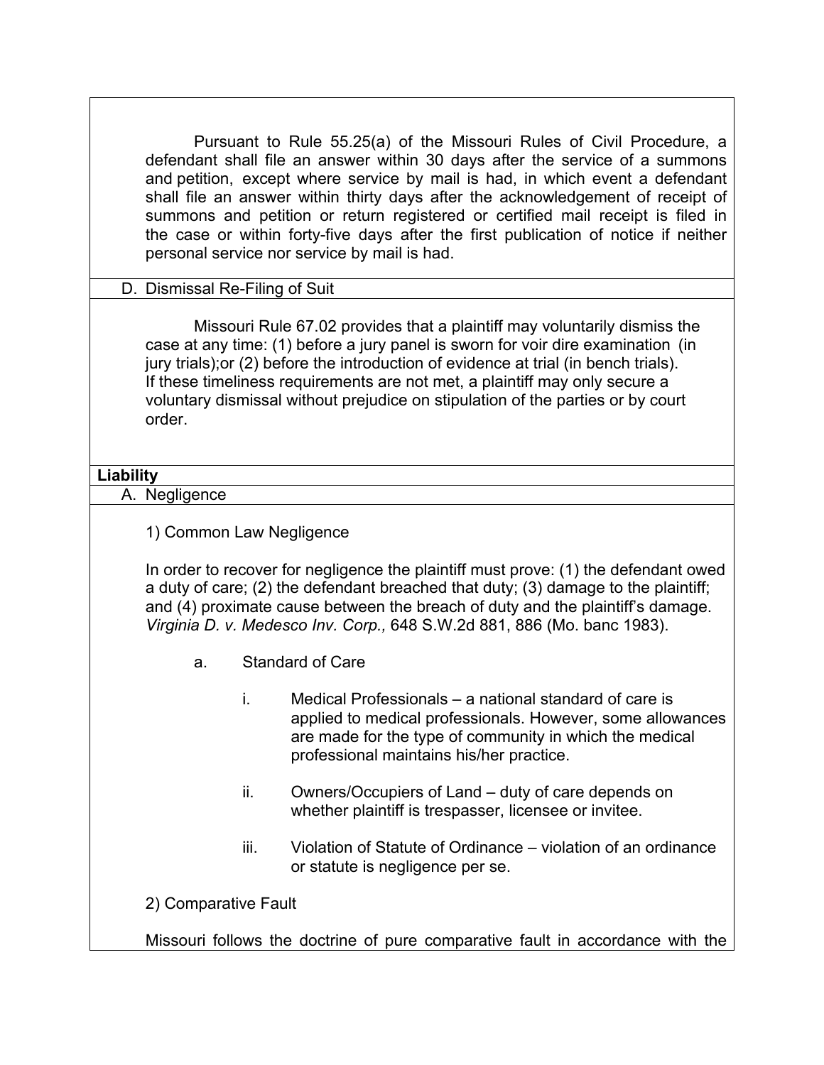Pursuant to Rule 55.25(a) of the Missouri Rules of Civil Procedure, a defendant shall file an answer within 30 days after the service of a summons and petition, except where service by mail is had, in which event a defendant shall file an answer within thirty days after the acknowledgement of receipt of summons and petition or return registered or certified mail receipt is filed in the case or within forty-five days after the first publication of notice if neither personal service nor service by mail is had.

D. Dismissal Re-Filing of Suit

Missouri Rule 67.02 provides that a plaintiff may voluntarily dismiss the case at any time: (1) before a jury panel is sworn for voir dire examination (in jury trials);or (2) before the introduction of evidence at trial (in bench trials). If these timeliness requirements are not met, a plaintiff may only secure a voluntary dismissal without prejudice on stipulation of the parties or by court order.

**Liability**

A. Negligence

1) Common Law Negligence

In order to recover for negligence the plaintiff must prove: (1) the defendant owed a duty of care; (2) the defendant breached that duty; (3) damage to the plaintiff; and (4) proximate cause between the breach of duty and the plaintiff's damage. *Virginia D. v. Medesco Inv. Corp.,* 648 S.W.2d 881, 886 (Mo. banc 1983).

a. Standard of Care

i. Medical Professionals – a national standard of care is applied to medical professionals. However, some allowances are made for the type of community in which the medical professional maintains his/her practice.

ii. Owners/Occupiers of Land – duty of care depends on whether plaintiff is trespasser, licensee or invitee.

iii. Violation of Statute of Ordinance – violation of an ordinance or statute is negligence per se.

2) Comparative Fault

Missouri follows the doctrine of pure comparative fault in accordance with the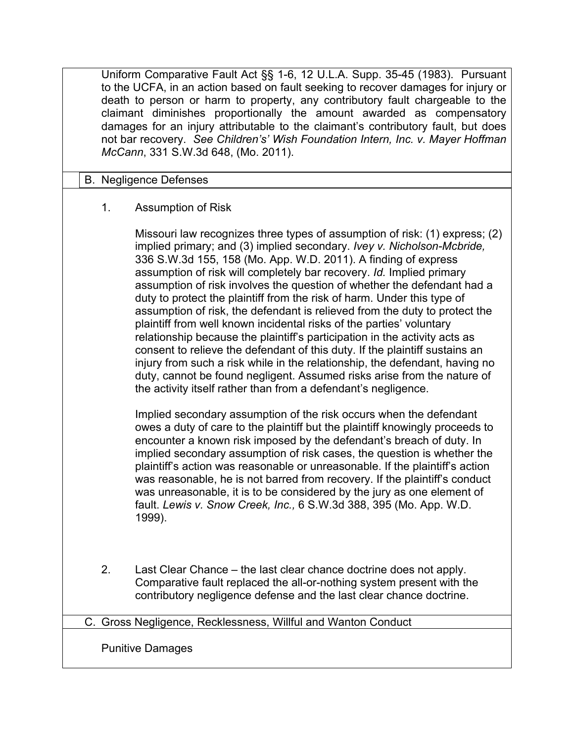Uniform Comparative Fault Act §§ 1-6, 12 U.L.A. Supp. 35-45 (1983). Pursuant to the UCFA, in an action based on fault seeking to recover damages for injury or death to person or harm to property, any contributory fault chargeable to the claimant diminishes proportionally the amount awarded as compensatory damages for an injury attributable to the claimant's contributory fault, but does not bar recovery. *See Children's' Wish Foundation Intern, Inc. v. Mayer Hoffman McCann*, 331 S.W.3d 648, (Mo. 2011).

## B. Negligence Defenses

### 1. Assumption of Risk

Missouri law recognizes three types of assumption of risk: (1) express; (2) implied primary; and (3) implied secondary. *Ivey v. Nicholson-Mcbride,* 336 S.W.3d 155, 158 (Mo. App. W.D. 2011). A finding of express assumption of risk will completely bar recovery. *Id.* Implied primary assumption of risk involves the question of whether the defendant had a duty to protect the plaintiff from the risk of harm. Under this type of assumption of risk, the defendant is relieved from the duty to protect the plaintiff from well known incidental risks of the parties' voluntary relationship because the plaintiff's participation in the activity acts as consent to relieve the defendant of this duty. If the plaintiff sustains an injury from such a risk while in the relationship, the defendant, having no duty, cannot be found negligent. Assumed risks arise from the nature of the activity itself rather than from a defendant's negligence.

Implied secondary assumption of the risk occurs when the defendant owes a duty of care to the plaintiff but the plaintiff knowingly proceeds to encounter a known risk imposed by the defendant's breach of duty. In implied secondary assumption of risk cases, the question is whether the plaintiff's action was reasonable or unreasonable. If the plaintiff's action was reasonable, he is not barred from recovery. If the plaintiff's conduct was unreasonable, it is to be considered by the jury as one element of fault. *Lewis v. Snow Creek, Inc.,* 6 S.W.3d 388, 395 (Mo. App. W.D. 1999).

### 2. Last Clear Chance – the last clear chance doctrine does not apply.

Comparative fault replaced the all-or-nothing system present with the contributory negligence defense and the last clear chance doctrine.

## C. Gross Negligence, Recklessness, Willful and Wanton Conduct

Punitive Damages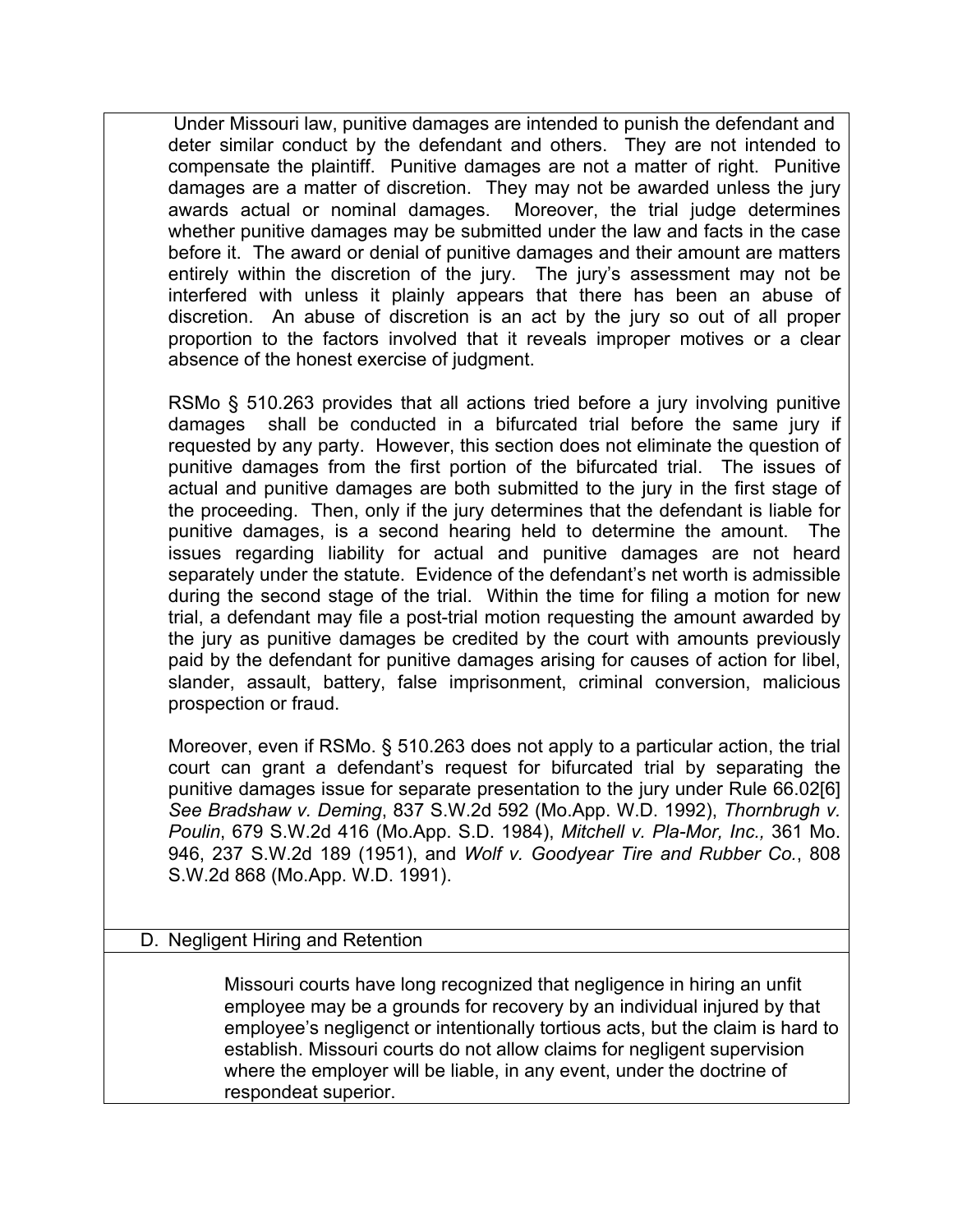Under Missouri law, punitive damages are intended to punish the defendant and deter similar conduct by the defendant and others. They are not intended to compensate the plaintiff. Punitive damages are not a matter of right. Punitive damages are a matter of discretion. They may not be awarded unless the jury awards actual or nominal damages. Moreover, the trial judge determines whether punitive damages may be submitted under the law and facts in the case before it. The award or denial of punitive damages and their amount are matters entirely within the discretion of the jury. The jury's assessment may not be interfered with unless it plainly appears that there has been an abuse of discretion. An abuse of discretion is an act by the jury so out of all proper proportion to the factors involved that it reveals improper motives or a clear absence of the honest exercise of judgment.

RSMo § 510.263 provides that all actions tried before a jury involving punitive damages shall be conducted in a bifurcated trial before the same jury if requested by any party. However, this section does not eliminate the question of punitive damages from the first portion of the bifurcated trial. The issues of actual and punitive damages are both submitted to the jury in the first stage of the proceeding. Then, only if the jury determines that the defendant is liable for punitive damages, is a second hearing held to determine the amount. The issues regarding liability for actual and punitive damages are not heard separately under the statute. Evidence of the defendant's net worth is admissible during the second stage of the trial. Within the time for filing a motion for new trial, a defendant may file a post-trial motion requesting the amount awarded by the jury as punitive damages be credited by the court with amounts previously paid by the defendant for punitive damages arising for causes of action for libel, slander, assault, battery, false imprisonment, criminal conversion, malicious prospection or fraud.

Moreover, even if RSMo. § 510.263 does not apply to a particular action, the trial court can grant a defendant's request for bifurcated trial by separating the punitive damages issue for separate presentation to the jury under Rule 66.02[6] *See Bradshaw v. Deming*, 837 S.W.2d 592 (Mo.App. W.D. 1992), *Thornbrugh v. Poulin*, 679 S.W.2d 416 (Mo.App. S.D. 1984), *Mitchell v. Pla-Mor, Inc.,* 361 Mo. 946, 237 S.W.2d 189 (1951), and *Wolf v. Goodyear Tire and Rubber Co.*, 808 S.W.2d 868 (Mo.App. W.D. 1991).

## D. Negligent Hiring and Retention

Missouri courts have long recognized that negligence in hiring an unfit employee may be a grounds for recovery by an individual injured by that employee's negligenct or intentionally tortious acts, but the claim is hard to establish. Missouri courts do not allow claims for negligent supervision where the employer will be liable, in any event, under the doctrine of respondeat superior.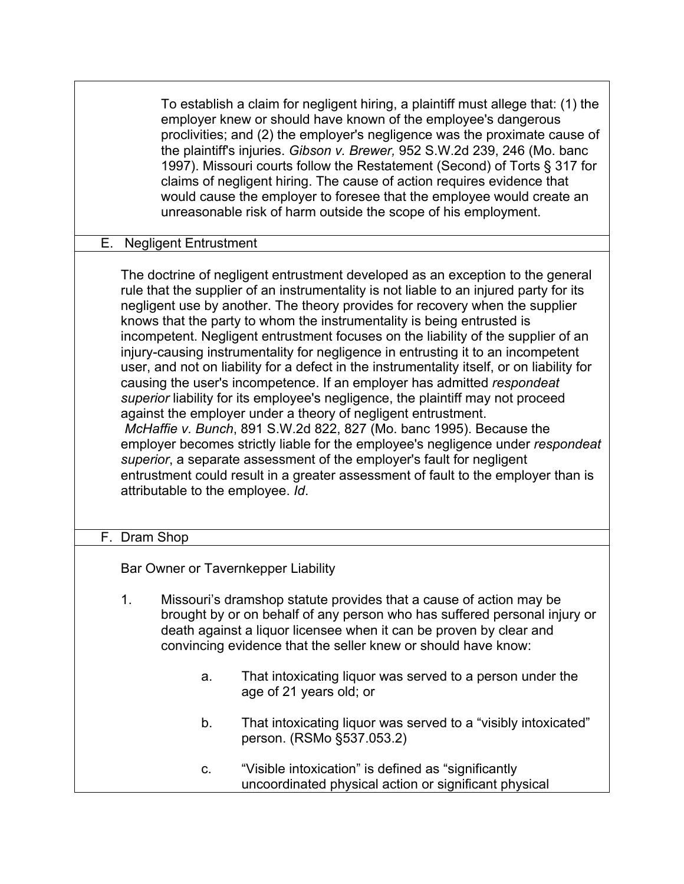To establish a claim for negligent hiring, a plaintiff must allege that: (1) the employer knew or should have known of the employee's dangerous proclivities; and (2) the employer's negligence was the proximate cause of the plaintiff's injuries. *Gibson v. Brewer,* 952 S.W.2d 239, 246 (Mo. banc 1997). Missouri courts follow the Restatement (Second) of Torts § 317 for claims of negligent hiring. The cause of action requires evidence that would cause the employer to foresee that the employee would create an unreasonable risk of harm outside the scope of his employment.

## E. Negligent Entrustment

The doctrine of negligent entrustment developed as an exception to the general rule that the supplier of an instrumentality is not liable to an injured party for its negligent use by another. The theory provides for recovery when the supplier knows that the party to whom the instrumentality is being entrusted is incompetent. Negligent entrustment focuses on the liability of the supplier of an injury-causing instrumentality for negligence in entrusting it to an incompetent user, and not on liability for a defect in the instrumentality itself, or on liability for causing the user's incompetence. If an employer has admitted *respondeat superior* liability for its employee's negligence, the plaintiff may not proceed against the employer under a theory of negligent entrustment. *McHaffie v. Bunch*, 891 S.W.2d 822, 827 (Mo. banc 1995). Because the employer becomes strictly liable for the employee's negligence under *respondeat superior*, a separate assessment of the employer's fault for negligent entrustment could result in a greater assessment of fault to the employer than is attributable to the employee. *Id*.

## F. Dram Shop

Bar Owner or Tavernkepper Liability

1. Missouri's dramshop statute provides that a cause of action may be brought by or on behalf of any person who has suffered personal injury or death against a liquor licensee when it can be proven by clear and convincing evidence that the seller knew or should have know:

   a. That intoxicating liquor was served to a person under the age of 21 years old; or

   b. That intoxicating liquor was served to a "visibly intoxicated" person. (RSMo §537.053.2)

   c. "Visible intoxication" is defined as "significantly uncoordinated physical action or significant physical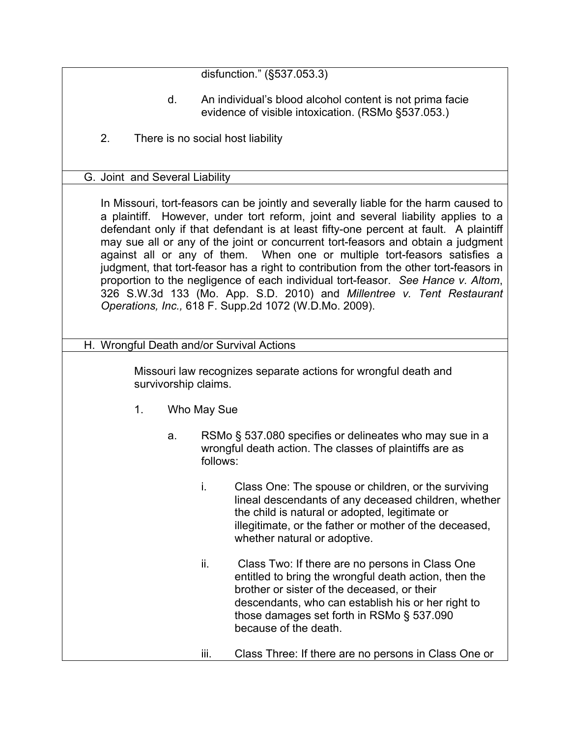disfunction." (§537.053.3)

d. An individual's blood alcohol content is not prima facie evidence of visible intoxication. (RSMo §537.053.)

2. There is no social host liability

## G. Joint and Several Liability

In Missouri, tort-feasors can be jointly and severally liable for the harm caused to a plaintiff. However, under tort reform, joint and several liability applies to a defendant only if that defendant is at least fifty-one percent at fault. A plaintiff may sue all or any of the joint or concurrent tort-feasors and obtain a judgment against all or any of them. When one or multiple tort-feasors satisfies a judgment, that tort-feasor has a right to contribution from the other tort-feasors in proportion to the negligence of each individual tort-feasor. *See Hance v. Altom*, 326 S.W.3d 133 (Mo. App. S.D. 2010) and *Millentree v. Tent Restaurant Operations, Inc.,* 618 F. Supp.2d 1072 (W.D.Mo. 2009).

## H. Wrongful Death and/or Survival Actions

Missouri law recognizes separate actions for wrongful death and survivorship claims.

1. Who May Sue

   a. RSMo § 537.080 specifies or delineates who may sue in a wrongful death action. The classes of plaintiffs are as follows:

      i. Class One: The spouse or children, or the surviving lineal descendants of any deceased children, whether the child is natural or adopted, legitimate or illegitimate, or the father or mother of the deceased, whether natural or adoptive.

      ii. Class Two: If there are no persons in Class One entitled to bring the wrongful death action, then the brother or sister of the deceased, or their descendants, who can establish his or her right to those damages set forth in RSMo § 537.090 because of the death.

      iii. Class Three: If there are no persons in Class One or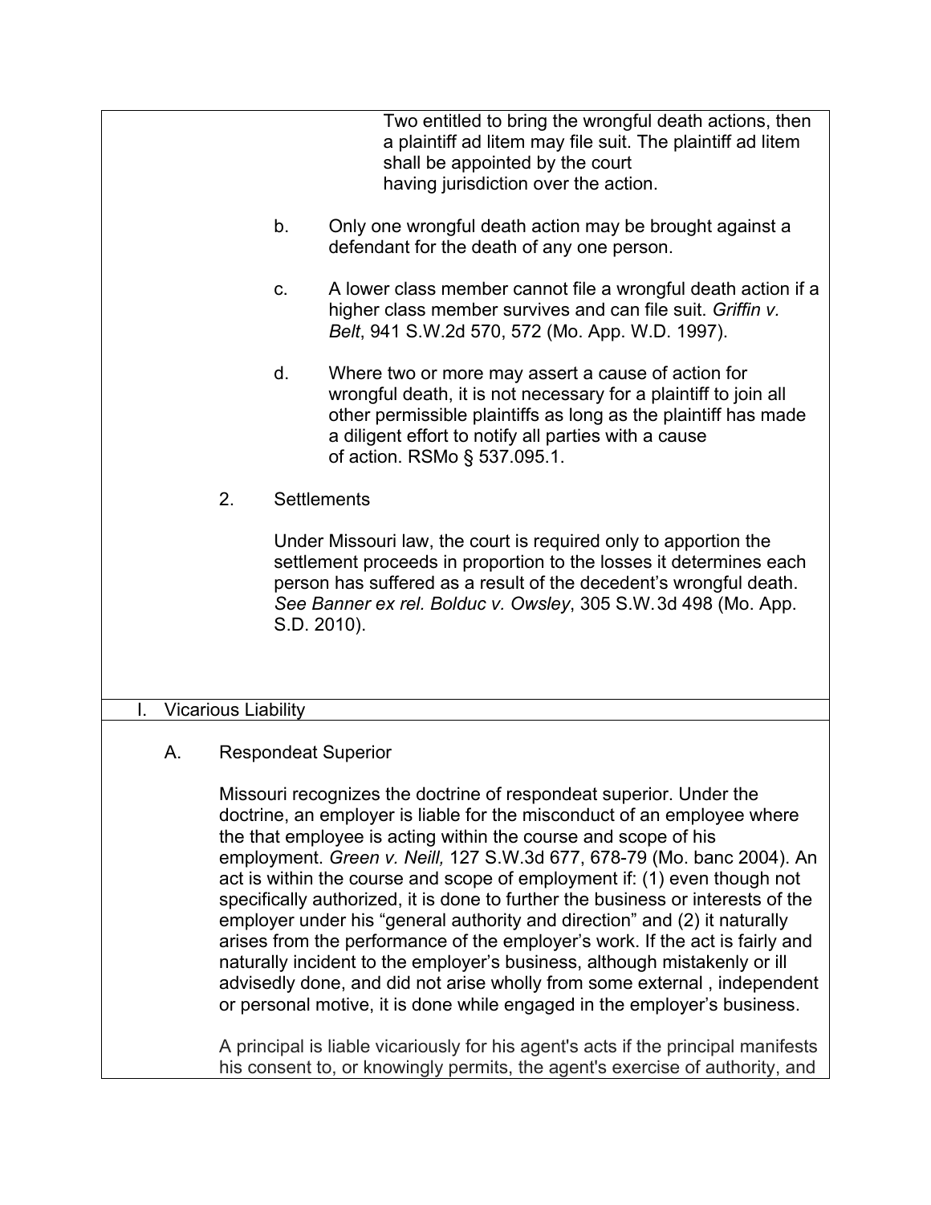Two entitled to bring the wrongful death actions, then a plaintiff ad litem may file suit. The plaintiff ad litem shall be appointed by the court having jurisdiction over the action.

b. Only one wrongful death action may be brought against a defendant for the death of any one person.

c. A lower class member cannot file a wrongful death action if a higher class member survives and can file suit. *Griffin v. Belt*, 941 S.W.2d 570, 572 (Mo. App. W.D. 1997).

d. Where two or more may assert a cause of action for wrongful death, it is not necessary for a plaintiff to join all other permissible plaintiffs as long as the plaintiff has made a diligent effort to notify all parties with a cause of action. RSMo § 537.095.1.

2. Settlements

Under Missouri law, the court is required only to apportion the settlement proceeds in proportion to the losses it determines each person has suffered as a result of the decedent's wrongful death. *See Banner ex rel. Bolduc v. Owsley*, 305 S.W.3d 498 (Mo. App. S.D. 2010).

## I. Vicarious Liability

### A. Respondeat Superior

Missouri recognizes the doctrine of respondeat superior. Under the doctrine, an employer is liable for the misconduct of an employee where the that employee is acting within the course and scope of his employment. *Green v. Neill,* 127 S.W.3d 677, 678-79 (Mo. banc 2004). An act is within the course and scope of employment if: (1) even though not specifically authorized, it is done to further the business or interests of the employer under his "general authority and direction" and (2) it naturally arises from the performance of the employer's work. If the act is fairly and naturally incident to the employer's business, although mistakenly or ill advisedly done, and did not arise wholly from some external , independent or personal motive, it is done while engaged in the employer's business.

A principal is liable vicariously for his agent's acts if the principal manifests his consent to, or knowingly permits, the agent's exercise of authority, and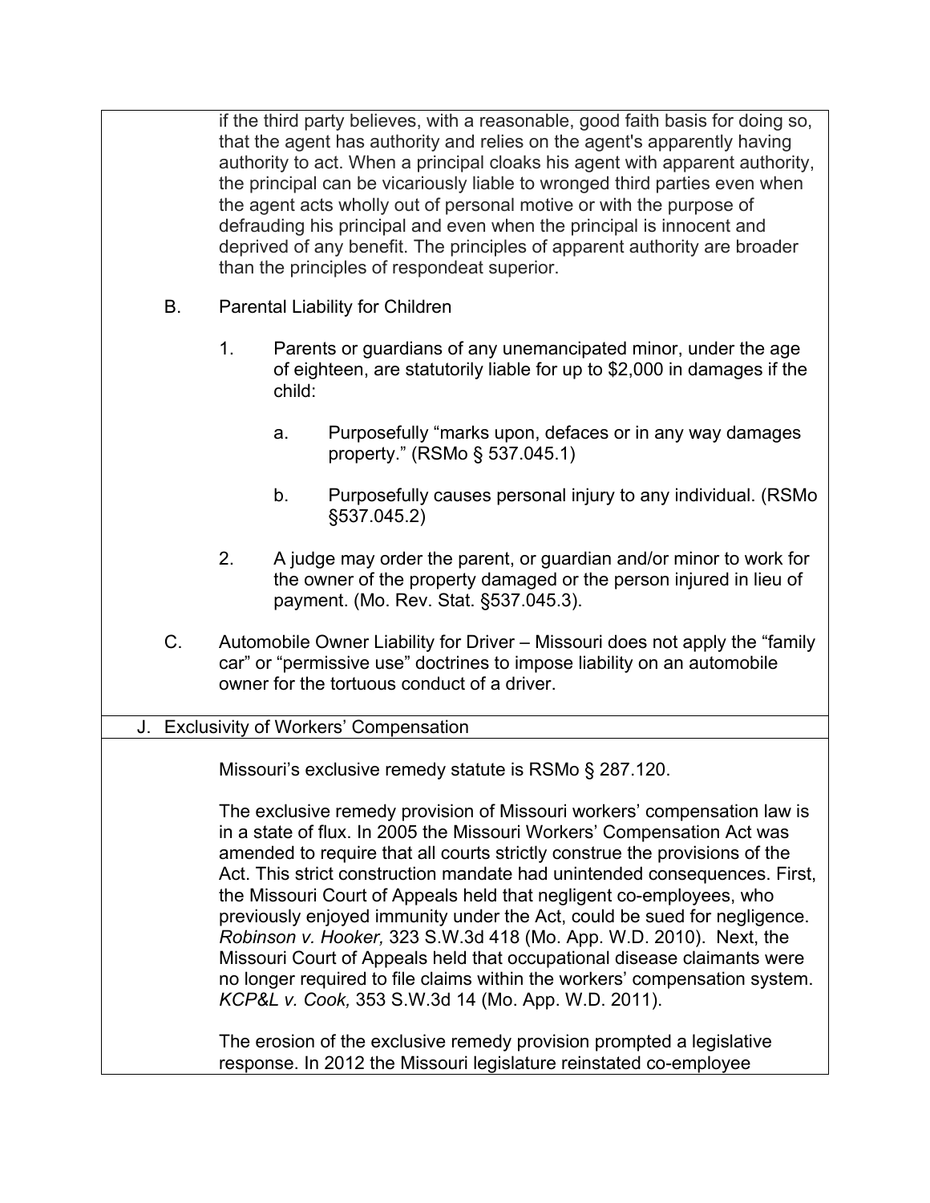if the third party believes, with a reasonable, good faith basis for doing so, that the agent has authority and relies on the agent's apparently having authority to act. When a principal cloaks his agent with apparent authority, the principal can be vicariously liable to wronged third parties even when the agent acts wholly out of personal motive or with the purpose of defrauding his principal and even when the principal is innocent and deprived of any benefit. The principles of apparent authority are broader than the principles of respondeat superior.

B. Parental Liability for Children

1. Parents or guardians of any unemancipated minor, under the age of eighteen, are statutorily liable for up to $2,000 in damages if the child:

   a. Purposefully "marks upon, defaces or in any way damages property." (RSMo § 537.045.1)

   b. Purposefully causes personal injury to any individual. (RSMo §537.045.2)

2. A judge may order the parent, or guardian and/or minor to work for the owner of the property damaged or the person injured in lieu of payment. (Mo. Rev. Stat. §537.045.3).

C. Automobile Owner Liability for Driver – Missouri does not apply the "family car" or "permissive use" doctrines to impose liability on an automobile owner for the tortuous conduct of a driver.

## J. Exclusivity of Workers' Compensation

Missouri's exclusive remedy statute is RSMo § 287.120.

The exclusive remedy provision of Missouri workers' compensation law is in a state of flux. In 2005 the Missouri Workers' Compensation Act was amended to require that all courts strictly construe the provisions of the Act. This strict construction mandate had unintended consequences. First, the Missouri Court of Appeals held that negligent co-employees, who previously enjoyed immunity under the Act, could be sued for negligence. *Robinson v. Hooker,* 323 S.W.3d 418 (Mo. App. W.D. 2010). Next, the Missouri Court of Appeals held that occupational disease claimants were no longer required to file claims within the workers' compensation system. *KCP&L v. Cook,* 353 S.W.3d 14 (Mo. App. W.D. 2011).

The erosion of the exclusive remedy provision prompted a legislative response. In 2012 the Missouri legislature reinstated co-employee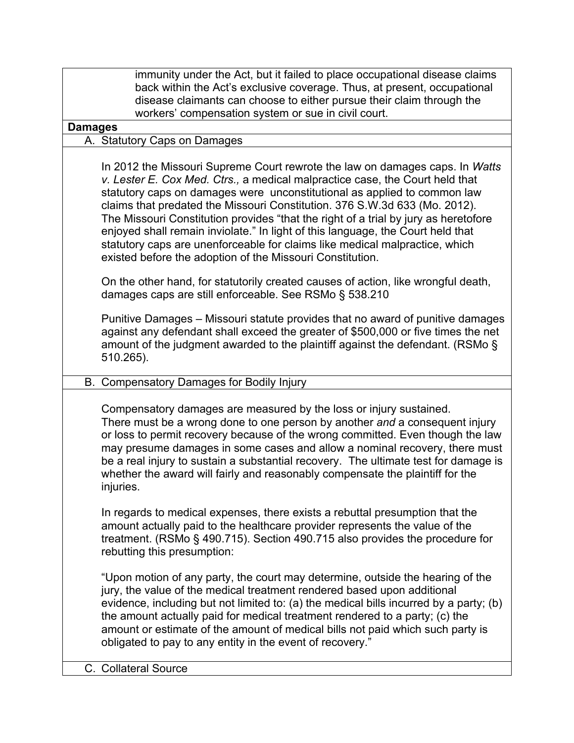immunity under the Act, but it failed to place occupational disease claims back within the Act's exclusive coverage. Thus, at present, occupational disease claimants can choose to either pursue their claim through the workers' compensation system or sue in civil court.

**Damages**

A. Statutory Caps on Damages

In 2012 the Missouri Supreme Court rewrote the law on damages caps. In *Watts v. Lester E. Cox Med. Ctrs.,* a medical malpractice case, the Court held that statutory caps on damages were unconstitutional as applied to common law claims that predated the Missouri Constitution. 376 S.W.3d 633 (Mo. 2012). The Missouri Constitution provides "that the right of a trial by jury as heretofore enjoyed shall remain inviolate." In light of this language, the Court held that statutory caps are unenforceable for claims like medical malpractice, which existed before the adoption of the Missouri Constitution.

On the other hand, for statutorily created causes of action, like wrongful death, damages caps are still enforceable. See RSMo § 538.210

Punitive Damages – Missouri statute provides that no award of punitive damages against any defendant shall exceed the greater of $500,000 or five times the net amount of the judgment awarded to the plaintiff against the defendant. (RSMo § 510.265).

B. Compensatory Damages for Bodily Injury

Compensatory damages are measured by the loss or injury sustained. There must be a wrong done to one person by another *and* a consequent injury or loss to permit recovery because of the wrong committed. Even though the law may presume damages in some cases and allow a nominal recovery, there must be a real injury to sustain a substantial recovery. The ultimate test for damage is whether the award will fairly and reasonably compensate the plaintiff for the injuries.

In regards to medical expenses, there exists a rebuttal presumption that the amount actually paid to the healthcare provider represents the value of the treatment. (RSMo § 490.715). Section 490.715 also provides the procedure for rebutting this presumption:

"Upon motion of any party, the court may determine, outside the hearing of the jury, the value of the medical treatment rendered based upon additional evidence, including but not limited to: (a) the medical bills incurred by a party; (b) the amount actually paid for medical treatment rendered to a party; (c) the amount or estimate of the amount of medical bills not paid which such party is obligated to pay to any entity in the event of recovery."

C. Collateral Source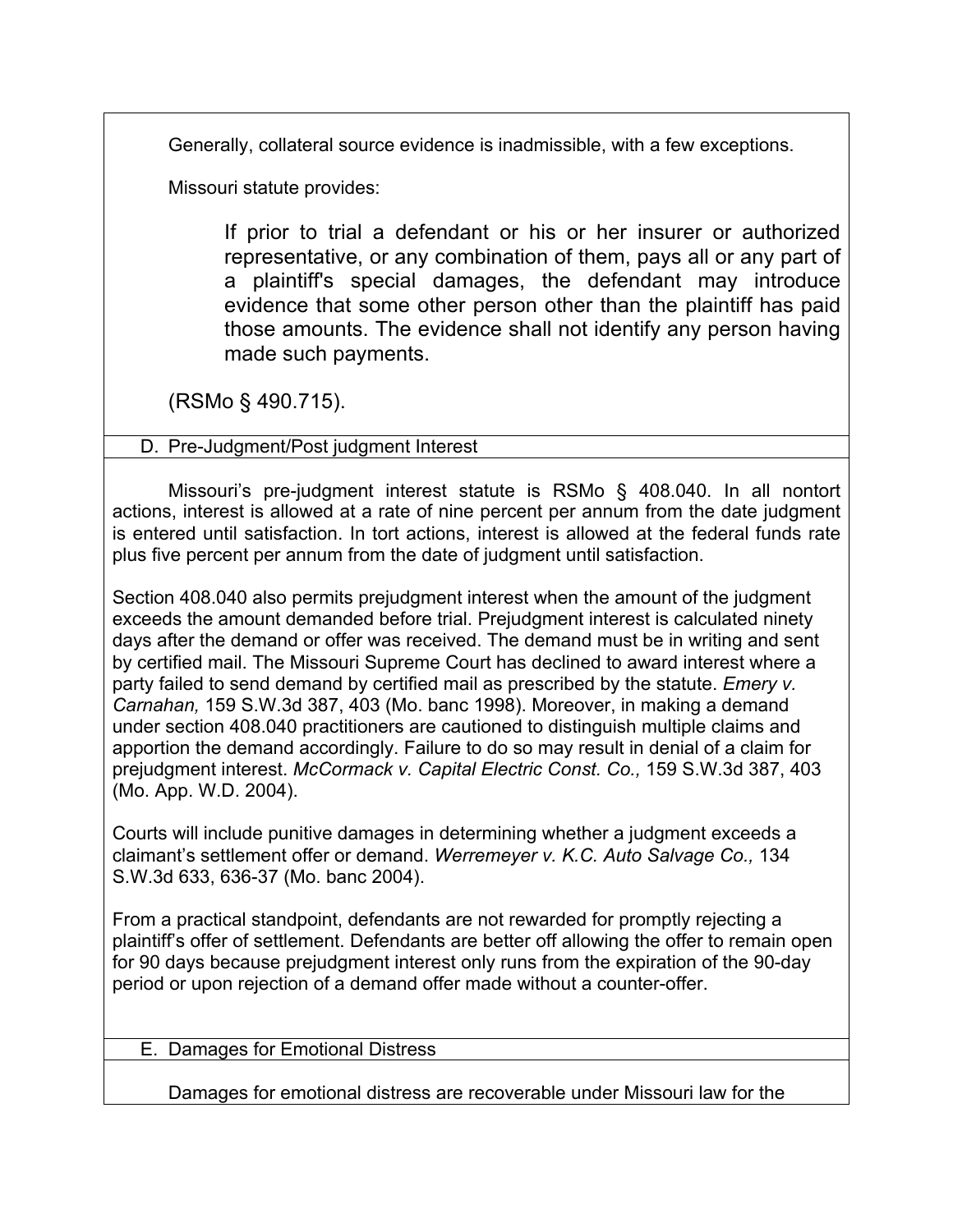Generally, collateral source evidence is inadmissible, with a few exceptions.

Missouri statute provides:

> If prior to trial a defendant or his or her insurer or authorized representative, or any combination of them, pays all or any part of a plaintiff's special damages, the defendant may introduce evidence that some other person other than the plaintiff has paid those amounts. The evidence shall not identify any person having made such payments.

(RSMo § 490.715).

### D. Pre-Judgment/Post judgment Interest

Missouri's pre-judgment interest statute is RSMo § 408.040. In all nontort actions, interest is allowed at a rate of nine percent per annum from the date judgment is entered until satisfaction. In tort actions, interest is allowed at the federal funds rate plus five percent per annum from the date of judgment until satisfaction.

Section 408.040 also permits prejudgment interest when the amount of the judgment exceeds the amount demanded before trial. Prejudgment interest is calculated ninety days after the demand or offer was received. The demand must be in writing and sent by certified mail. The Missouri Supreme Court has declined to award interest where a party failed to send demand by certified mail as prescribed by the statute. *Emery v. Carnahan,* 159 S.W.3d 387, 403 (Mo. banc 1998). Moreover, in making a demand under section 408.040 practitioners are cautioned to distinguish multiple claims and apportion the demand accordingly. Failure to do so may result in denial of a claim for prejudgment interest. *McCormack v. Capital Electric Const. Co.,* 159 S.W.3d 387, 403 (Mo. App. W.D. 2004).

Courts will include punitive damages in determining whether a judgment exceeds a claimant's settlement offer or demand. *Werremeyer v. K.C. Auto Salvage Co.,* 134 S.W.3d 633, 636-37 (Mo. banc 2004).

From a practical standpoint, defendants are not rewarded for promptly rejecting a plaintiff's offer of settlement. Defendants are better off allowing the offer to remain open for 90 days because prejudgment interest only runs from the expiration of the 90-day period or upon rejection of a demand offer made without a counter-offer.

### E. Damages for Emotional Distress

Damages for emotional distress are recoverable under Missouri law for the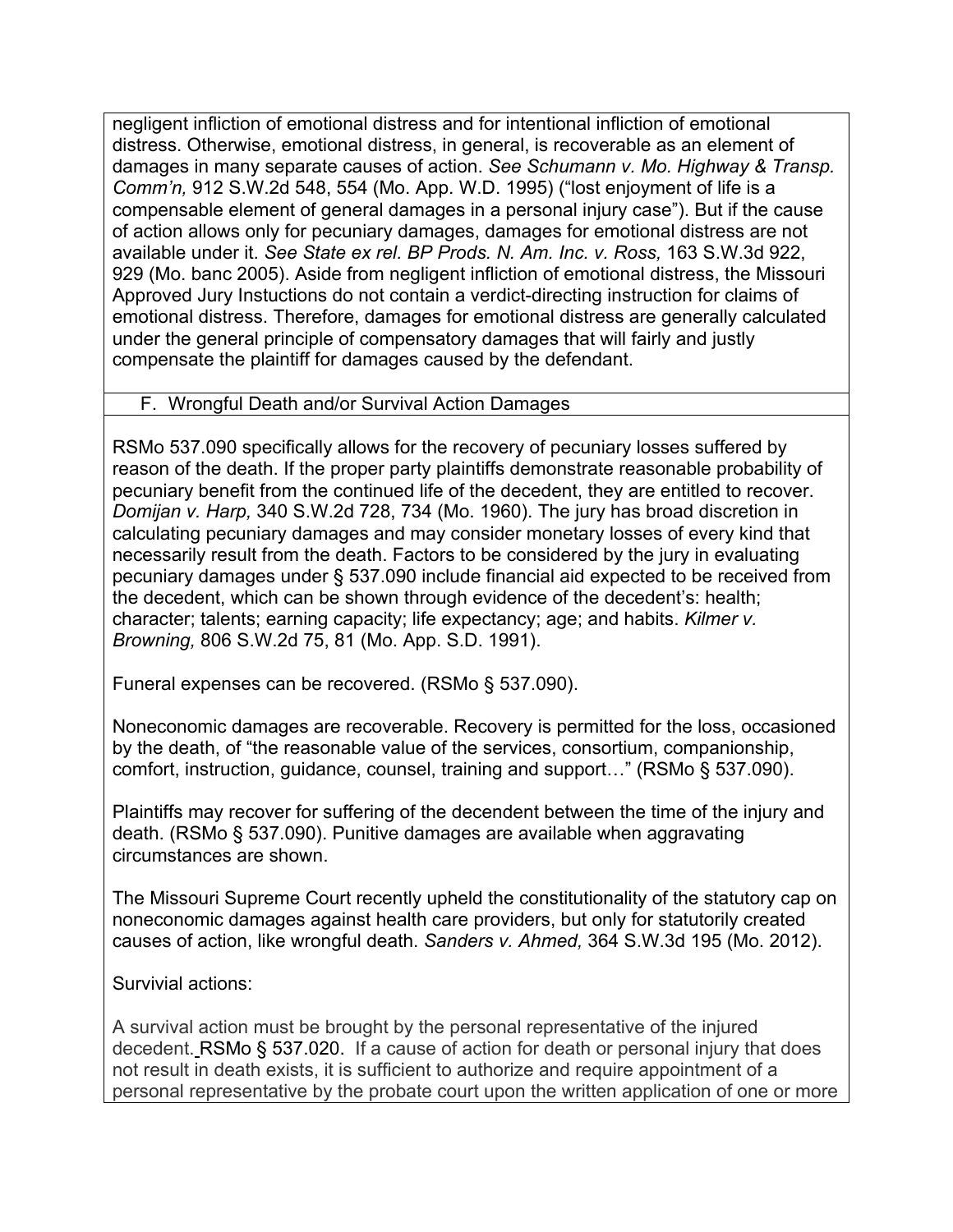negligent infliction of emotional distress and for intentional infliction of emotional distress. Otherwise, emotional distress, in general, is recoverable as an element of damages in many separate causes of action. *See Schumann v. Mo. Highway & Transp. Comm'n,* 912 S.W.2d 548, 554 (Mo. App. W.D. 1995) ("lost enjoyment of life is a compensable element of general damages in a personal injury case"). But if the cause of action allows only for pecuniary damages, damages for emotional distress are not available under it. *See State ex rel. BP Prods. N. Am. Inc. v. Ross,* 163 S.W.3d 922, 929 (Mo. banc 2005). Aside from negligent infliction of emotional distress, the Missouri Approved Jury Instuctions do not contain a verdict-directing instruction for claims of emotional distress. Therefore, damages for emotional distress are generally calculated under the general principle of compensatory damages that will fairly and justly compensate the plaintiff for damages caused by the defendant.

## F. Wrongful Death and/or Survival Action Damages

RSMo 537.090 specifically allows for the recovery of pecuniary losses suffered by reason of the death. If the proper party plaintiffs demonstrate reasonable probability of pecuniary benefit from the continued life of the decedent, they are entitled to recover. *Domijan v. Harp,* 340 S.W.2d 728, 734 (Mo. 1960). The jury has broad discretion in calculating pecuniary damages and may consider monetary losses of every kind that necessarily result from the death. Factors to be considered by the jury in evaluating pecuniary damages under § 537.090 include financial aid expected to be received from the decedent, which can be shown through evidence of the decedent's: health; character; talents; earning capacity; life expectancy; age; and habits. *Kilmer v. Browning,* 806 S.W.2d 75, 81 (Mo. App. S.D. 1991).

Funeral expenses can be recovered. (RSMo § 537.090).

Noneconomic damages are recoverable. Recovery is permitted for the loss, occasioned by the death, of "the reasonable value of the services, consortium, companionship, comfort, instruction, guidance, counsel, training and support…" (RSMo § 537.090).

Plaintiffs may recover for suffering of the decendent between the time of the injury and death. (RSMo § 537.090). Punitive damages are available when aggravating circumstances are shown.

The Missouri Supreme Court recently upheld the constitutionality of the statutory cap on noneconomic damages against health care providers, but only for statutorily created causes of action, like wrongful death. *Sanders v. Ahmed,* 364 S.W.3d 195 (Mo. 2012).

Survivial actions:

A survival action must be brought by the personal representative of the injured decedent. RSMo § 537.020. If a cause of action for death or personal injury that does not result in death exists, it is sufficient to authorize and require appointment of a personal representative by the probate court upon the written application of one or more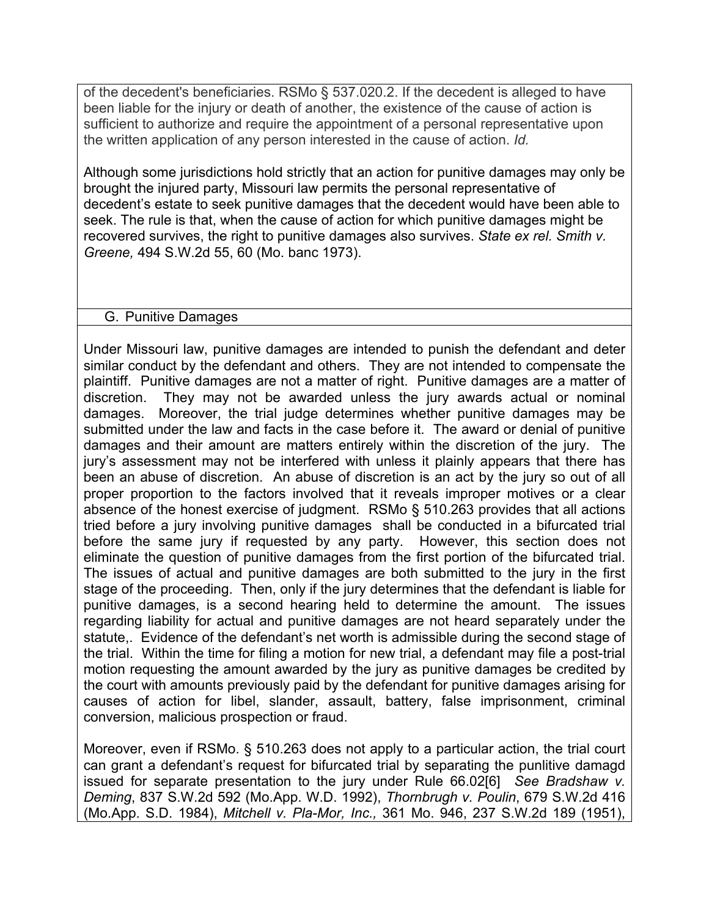of the decedent's beneficiaries. RSMo § 537.020.2. If the decedent is alleged to have been liable for the injury or death of another, the existence of the cause of action is sufficient to authorize and require the appointment of a personal representative upon the written application of any person interested in the cause of action. *Id.*

Although some jurisdictions hold strictly that an action for punitive damages may only be brought the injured party, Missouri law permits the personal representative of decedent's estate to seek punitive damages that the decedent would have been able to seek. The rule is that, when the cause of action for which punitive damages might be recovered survives, the right to punitive damages also survives. *State ex rel. Smith v. Greene,* 494 S.W.2d 55, 60 (Mo. banc 1973).

## G. Punitive Damages

Under Missouri law, punitive damages are intended to punish the defendant and deter similar conduct by the defendant and others. They are not intended to compensate the plaintiff. Punitive damages are not a matter of right. Punitive damages are a matter of discretion. They may not be awarded unless the jury awards actual or nominal damages. Moreover, the trial judge determines whether punitive damages may be submitted under the law and facts in the case before it. The award or denial of punitive damages and their amount are matters entirely within the discretion of the jury. The jury's assessment may not be interfered with unless it plainly appears that there has been an abuse of discretion. An abuse of discretion is an act by the jury so out of all proper proportion to the factors involved that it reveals improper motives or a clear absence of the honest exercise of judgment. RSMo § 510.263 provides that all actions tried before a jury involving punitive damages shall be conducted in a bifurcated trial before the same jury if requested by any party. However, this section does not eliminate the question of punitive damages from the first portion of the bifurcated trial. The issues of actual and punitive damages are both submitted to the jury in the first stage of the proceeding. Then, only if the jury determines that the defendant is liable for punitive damages, is a second hearing held to determine the amount. The issues regarding liability for actual and punitive damages are not heard separately under the statute,. Evidence of the defendant's net worth is admissible during the second stage of the trial. Within the time for filing a motion for new trial, a defendant may file a post-trial motion requesting the amount awarded by the jury as punitive damages be credited by the court with amounts previously paid by the defendant for punitive damages arising for causes of action for libel, slander, assault, battery, false imprisonment, criminal conversion, malicious prospection or fraud.

Moreover, even if RSMo. § 510.263 does not apply to a particular action, the trial court can grant a defendant's request for bifurcated trial by separating the punlitive damagd issued for separate presentation to the jury under Rule 66.02[6] *See Bradshaw v. Deming*, 837 S.W.2d 592 (Mo.App. W.D. 1992), *Thornbrugh v. Poulin*, 679 S.W.2d 416 (Mo.App. S.D. 1984), *Mitchell v. Pla-Mor, Inc.,* 361 Mo. 946, 237 S.W.2d 189 (1951),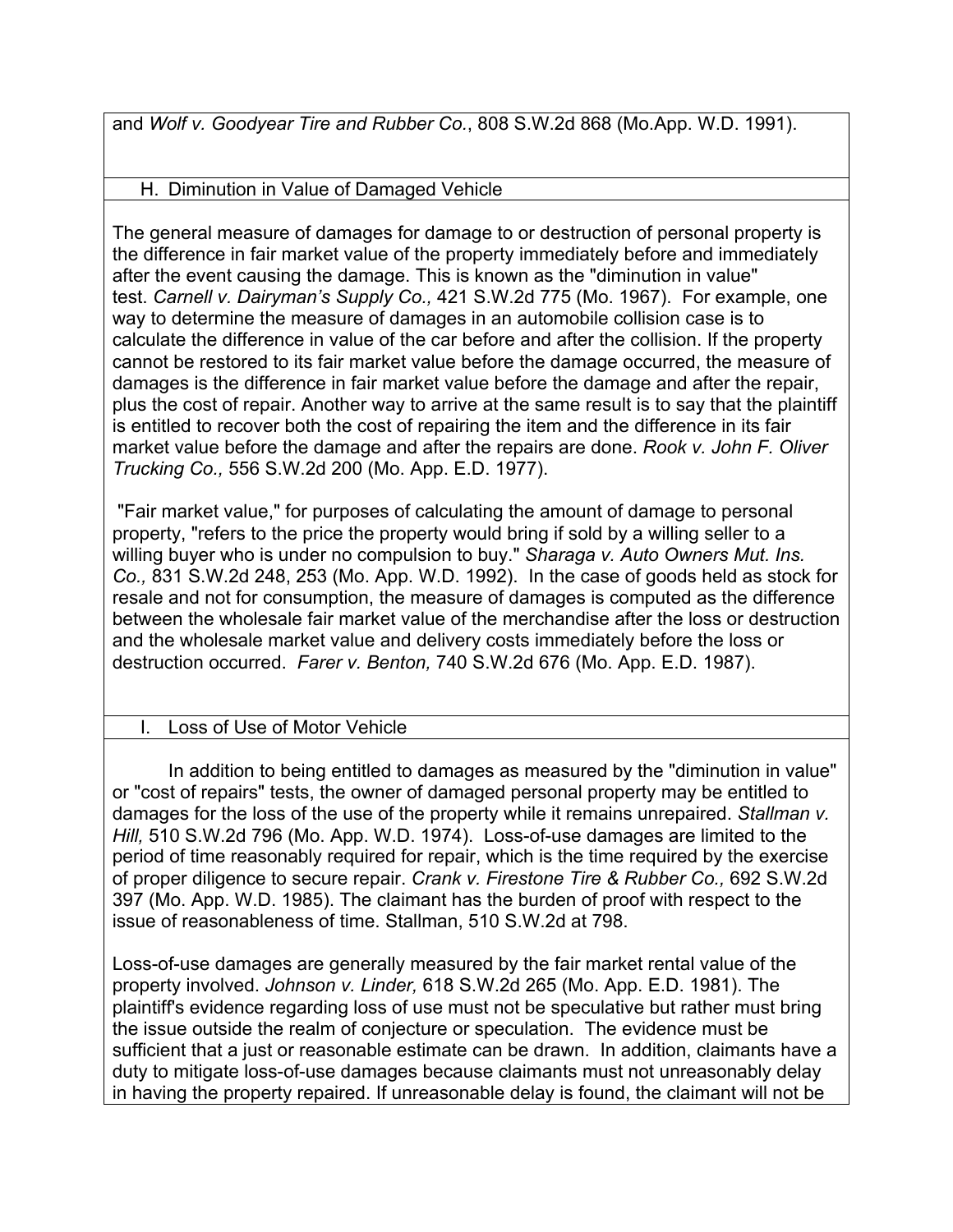and *Wolf v. Goodyear Tire and Rubber Co.*, 808 S.W.2d 868 (Mo.App. W.D. 1991).

### H. Diminution in Value of Damaged Vehicle

The general measure of damages for damage to or destruction of personal property is the difference in fair market value of the property immediately before and immediately after the event causing the damage. This is known as the "diminution in value" test. *Carnell v. Dairyman's Supply Co.,* 421 S.W.2d 775 (Mo. 1967). For example, one way to determine the measure of damages in an automobile collision case is to calculate the difference in value of the car before and after the collision. If the property cannot be restored to its fair market value before the damage occurred, the measure of damages is the difference in fair market value before the damage and after the repair, plus the cost of repair. Another way to arrive at the same result is to say that the plaintiff is entitled to recover both the cost of repairing the item and the difference in its fair market value before the damage and after the repairs are done. *Rook v. John F. Oliver Trucking Co.,* 556 S.W.2d 200 (Mo. App. E.D. 1977).

"Fair market value," for purposes of calculating the amount of damage to personal property, "refers to the price the property would bring if sold by a willing seller to a willing buyer who is under no compulsion to buy." *Sharaga v. Auto Owners Mut. Ins. Co.,* 831 S.W.2d 248, 253 (Mo. App. W.D. 1992). In the case of goods held as stock for resale and not for consumption, the measure of damages is computed as the difference between the wholesale fair market value of the merchandise after the loss or destruction and the wholesale market value and delivery costs immediately before the loss or destruction occurred. *Farer v. Benton,* 740 S.W.2d 676 (Mo. App. E.D. 1987).

### I. Loss of Use of Motor Vehicle

In addition to being entitled to damages as measured by the "diminution in value" or "cost of repairs" tests, the owner of damaged personal property may be entitled to damages for the loss of the use of the property while it remains unrepaired. *Stallman v. Hill,* 510 S.W.2d 796 (Mo. App. W.D. 1974). Loss-of-use damages are limited to the period of time reasonably required for repair, which is the time required by the exercise of proper diligence to secure repair. *Crank v. Firestone Tire & Rubber Co.,* 692 S.W.2d 397 (Mo. App. W.D. 1985). The claimant has the burden of proof with respect to the issue of reasonableness of time. Stallman, 510 S.W.2d at 798.

Loss-of-use damages are generally measured by the fair market rental value of the property involved. *Johnson v. Linder,* 618 S.W.2d 265 (Mo. App. E.D. 1981). The plaintiff's evidence regarding loss of use must not be speculative but rather must bring the issue outside the realm of conjecture or speculation. The evidence must be sufficient that a just or reasonable estimate can be drawn. In addition, claimants have a duty to mitigate loss-of-use damages because claimants must not unreasonably delay in having the property repaired. If unreasonable delay is found, the claimant will not be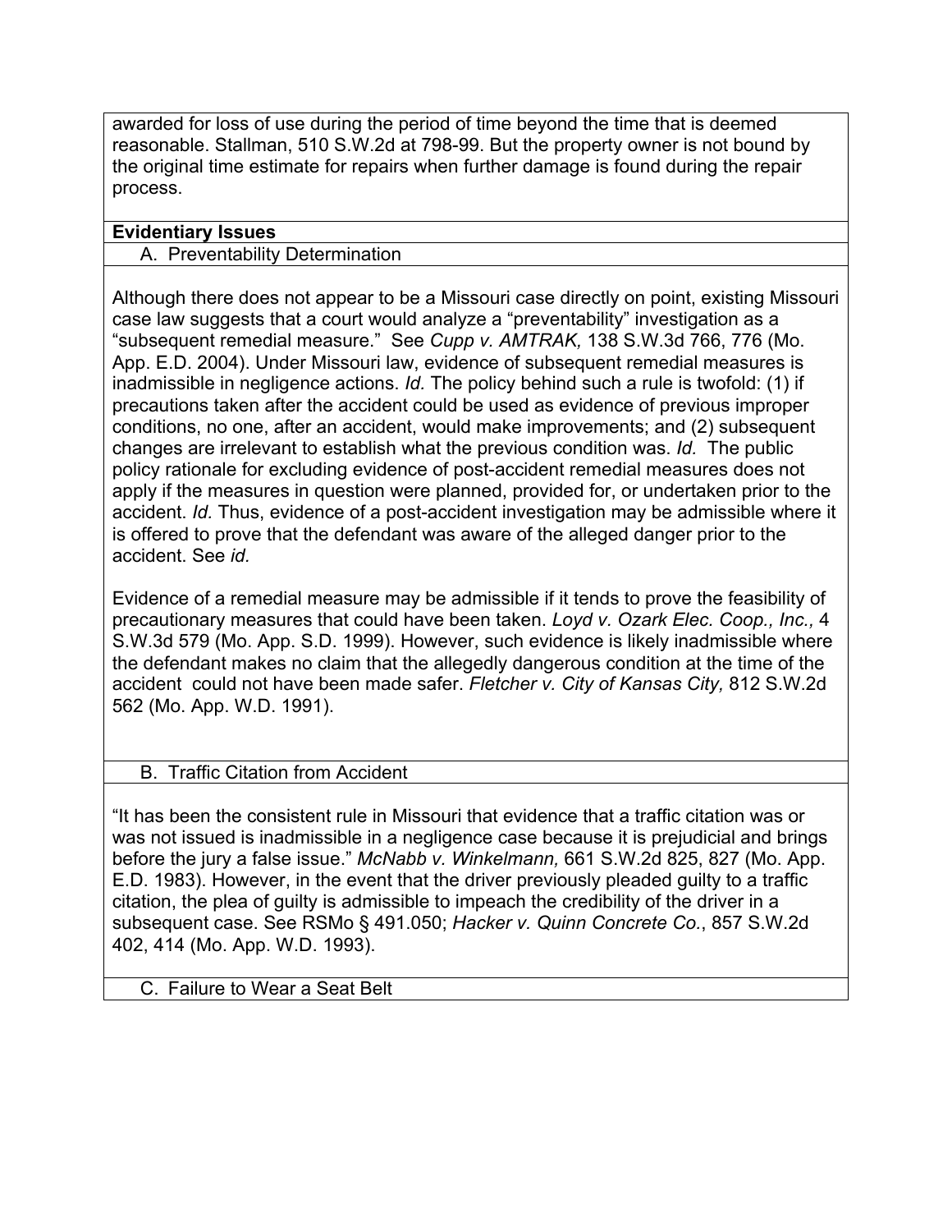awarded for loss of use during the period of time beyond the time that is deemed reasonable. Stallman, 510 S.W.2d at 798-99. But the property owner is not bound by the original time estimate for repairs when further damage is found during the repair process.

## Evidentiary Issues

### A. Preventability Determination

Although there does not appear to be a Missouri case directly on point, existing Missouri case law suggests that a court would analyze a "preventability" investigation as a "subsequent remedial measure." See *Cupp v. AMTRAK,* 138 S.W.3d 766, 776 (Mo. App. E.D. 2004). Under Missouri law, evidence of subsequent remedial measures is inadmissible in negligence actions. *Id.* The policy behind such a rule is twofold: (1) if precautions taken after the accident could be used as evidence of previous improper conditions, no one, after an accident, would make improvements; and (2) subsequent changes are irrelevant to establish what the previous condition was. *Id.* The public policy rationale for excluding evidence of post-accident remedial measures does not apply if the measures in question were planned, provided for, or undertaken prior to the accident. *Id.* Thus, evidence of a post-accident investigation may be admissible where it is offered to prove that the defendant was aware of the alleged danger prior to the accident. See *id.*

Evidence of a remedial measure may be admissible if it tends to prove the feasibility of precautionary measures that could have been taken. *Loyd v. Ozark Elec. Coop., Inc.,* 4 S.W.3d 579 (Mo. App. S.D. 1999). However, such evidence is likely inadmissible where the defendant makes no claim that the allegedly dangerous condition at the time of the accident could not have been made safer. *Fletcher v. City of Kansas City,* 812 S.W.2d 562 (Mo. App. W.D. 1991).

### B. Traffic Citation from Accident

"It has been the consistent rule in Missouri that evidence that a traffic citation was or was not issued is inadmissible in a negligence case because it is prejudicial and brings before the jury a false issue." *McNabb v. Winkelmann,* 661 S.W.2d 825, 827 (Mo. App. E.D. 1983). However, in the event that the driver previously pleaded guilty to a traffic citation, the plea of guilty is admissible to impeach the credibility of the driver in a subsequent case. See RSMo § 491.050; *Hacker v. Quinn Concrete Co.*, 857 S.W.2d 402, 414 (Mo. App. W.D. 1993).

### C. Failure to Wear a Seat Belt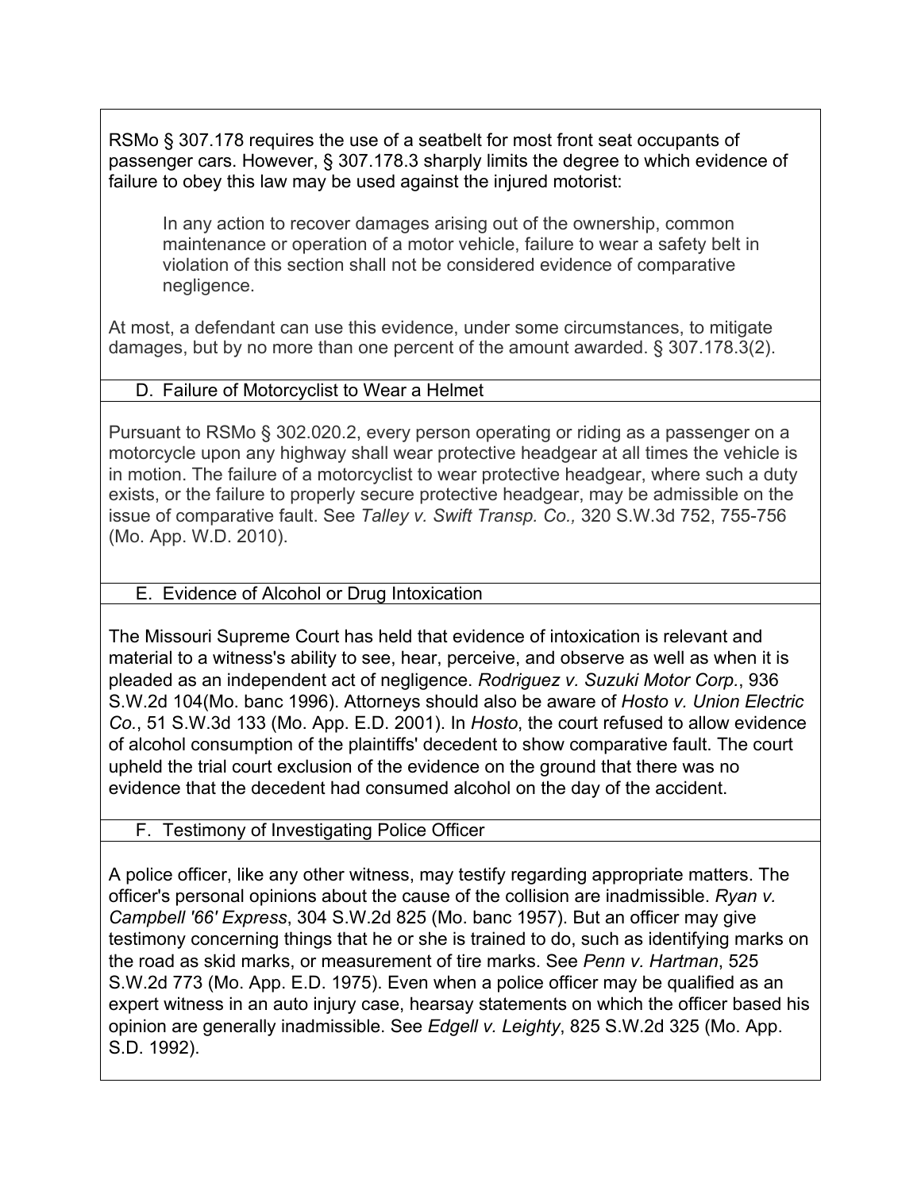RSMo § 307.178 requires the use of a seatbelt for most front seat occupants of passenger cars. However, § 307.178.3 sharply limits the degree to which evidence of failure to obey this law may be used against the injured motorist:

> In any action to recover damages arising out of the ownership, common maintenance or operation of a motor vehicle, failure to wear a safety belt in violation of this section shall not be considered evidence of comparative negligence.

At most, a defendant can use this evidence, under some circumstances, to mitigate damages, but by no more than one percent of the amount awarded. § 307.178.3(2).

### D. Failure of Motorcyclist to Wear a Helmet

Pursuant to RSMo § 302.020.2, every person operating or riding as a passenger on a motorcycle upon any highway shall wear protective headgear at all times the vehicle is in motion. The failure of a motorcyclist to wear protective headgear, where such a duty exists, or the failure to properly secure protective headgear, may be admissible on the issue of comparative fault. See *Talley v. Swift Transp. Co.,* 320 S.W.3d 752, 755-756 (Mo. App. W.D. 2010).

### E. Evidence of Alcohol or Drug Intoxication

The Missouri Supreme Court has held that evidence of intoxication is relevant and material to a witness's ability to see, hear, perceive, and observe as well as when it is pleaded as an independent act of negligence. *Rodriguez v. Suzuki Motor Corp.*, 936 S.W.2d 104(Mo. banc 1996). Attorneys should also be aware of *Hosto v. Union Electric Co.*, 51 S.W.3d 133 (Mo. App. E.D. 2001). In *Hosto*, the court refused to allow evidence of alcohol consumption of the plaintiffs' decedent to show comparative fault. The court upheld the trial court exclusion of the evidence on the ground that there was no evidence that the decedent had consumed alcohol on the day of the accident.

### F. Testimony of Investigating Police Officer

A police officer, like any other witness, may testify regarding appropriate matters. The officer's personal opinions about the cause of the collision are inadmissible. *Ryan v. Campbell '66' Express*, 304 S.W.2d 825 (Mo. banc 1957). But an officer may give testimony concerning things that he or she is trained to do, such as identifying marks on the road as skid marks, or measurement of tire marks. See *Penn v. Hartman*, 525 S.W.2d 773 (Mo. App. E.D. 1975). Even when a police officer may be qualified as an expert witness in an auto injury case, hearsay statements on which the officer based his opinion are generally inadmissible. See *Edgell v. Leighty*, 825 S.W.2d 325 (Mo. App. S.D. 1992).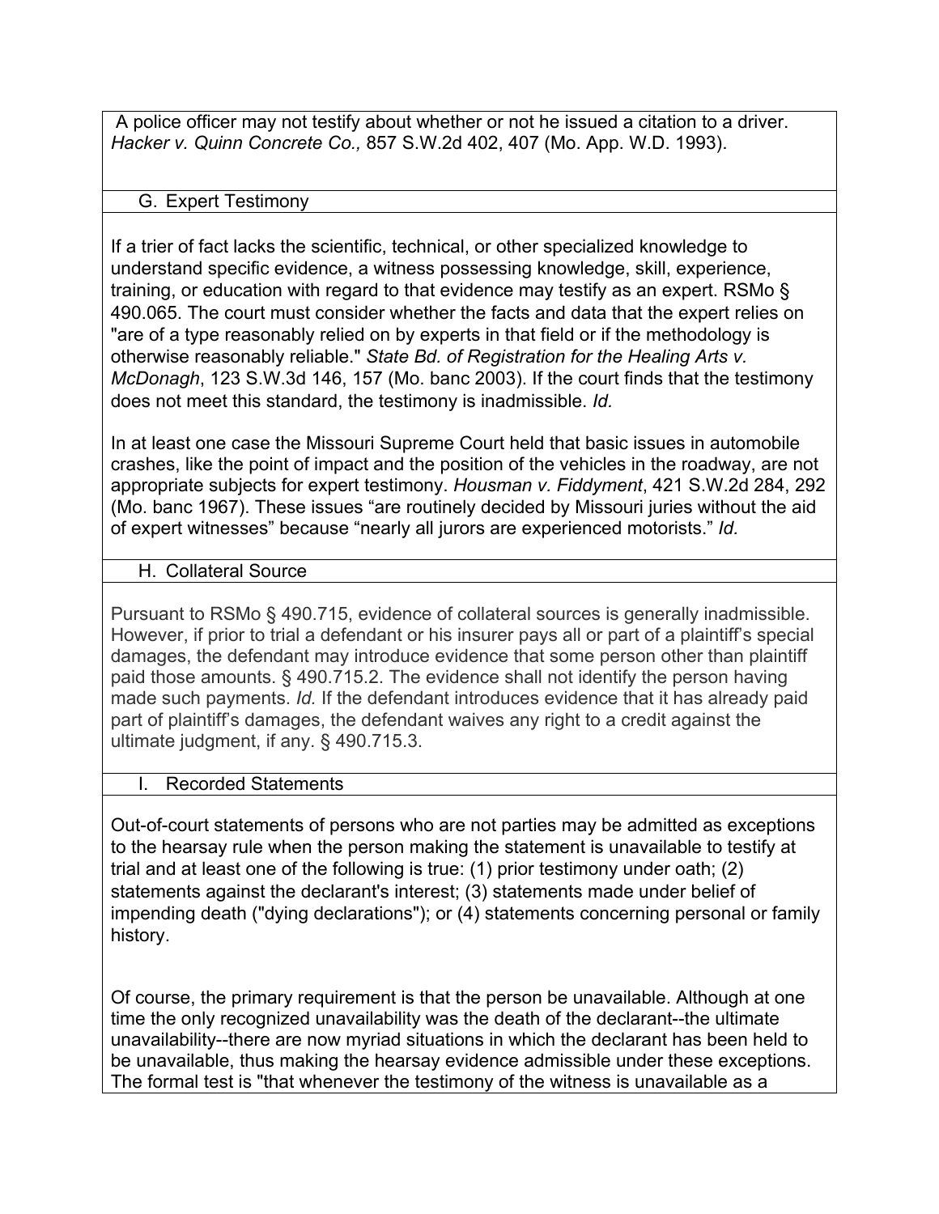A police officer may not testify about whether or not he issued a citation to a driver. *Hacker v. Quinn Concrete Co.,* 857 S.W.2d 402, 407 (Mo. App. W.D. 1993).

### G. Expert Testimony

If a trier of fact lacks the scientific, technical, or other specialized knowledge to understand specific evidence, a witness possessing knowledge, skill, experience, training, or education with regard to that evidence may testify as an expert. RSMo § 490.065. The court must consider whether the facts and data that the expert relies on "are of a type reasonably relied on by experts in that field or if the methodology is otherwise reasonably reliable." *State Bd. of Registration for the Healing Arts v. McDonagh*, 123 S.W.3d 146, 157 (Mo. banc 2003). If the court finds that the testimony does not meet this standard, the testimony is inadmissible. *Id.*

In at least one case the Missouri Supreme Court held that basic issues in automobile crashes, like the point of impact and the position of the vehicles in the roadway, are not appropriate subjects for expert testimony. *Housman v. Fiddyment*, 421 S.W.2d 284, 292 (Mo. banc 1967). These issues "are routinely decided by Missouri juries without the aid of expert witnesses" because "nearly all jurors are experienced motorists." *Id.*

### H. Collateral Source

Pursuant to RSMo § 490.715, evidence of collateral sources is generally inadmissible. However, if prior to trial a defendant or his insurer pays all or part of a plaintiff's special damages, the defendant may introduce evidence that some person other than plaintiff paid those amounts. § 490.715.2. The evidence shall not identify the person having made such payments. *Id.* If the defendant introduces evidence that it has already paid part of plaintiff's damages, the defendant waives any right to a credit against the ultimate judgment, if any. § 490.715.3.

### I. Recorded Statements

Out-of-court statements of persons who are not parties may be admitted as exceptions to the hearsay rule when the person making the statement is unavailable to testify at trial and at least one of the following is true: (1) prior testimony under oath; (2) statements against the declarant's interest; (3) statements made under belief of impending death ("dying declarations"); or (4) statements concerning personal or family history.

Of course, the primary requirement is that the person be unavailable. Although at one time the only recognized unavailability was the death of the declarant--the ultimate unavailability--there are now myriad situations in which the declarant has been held to be unavailable, thus making the hearsay evidence admissible under these exceptions. The formal test is "that whenever the testimony of the witness is unavailable as a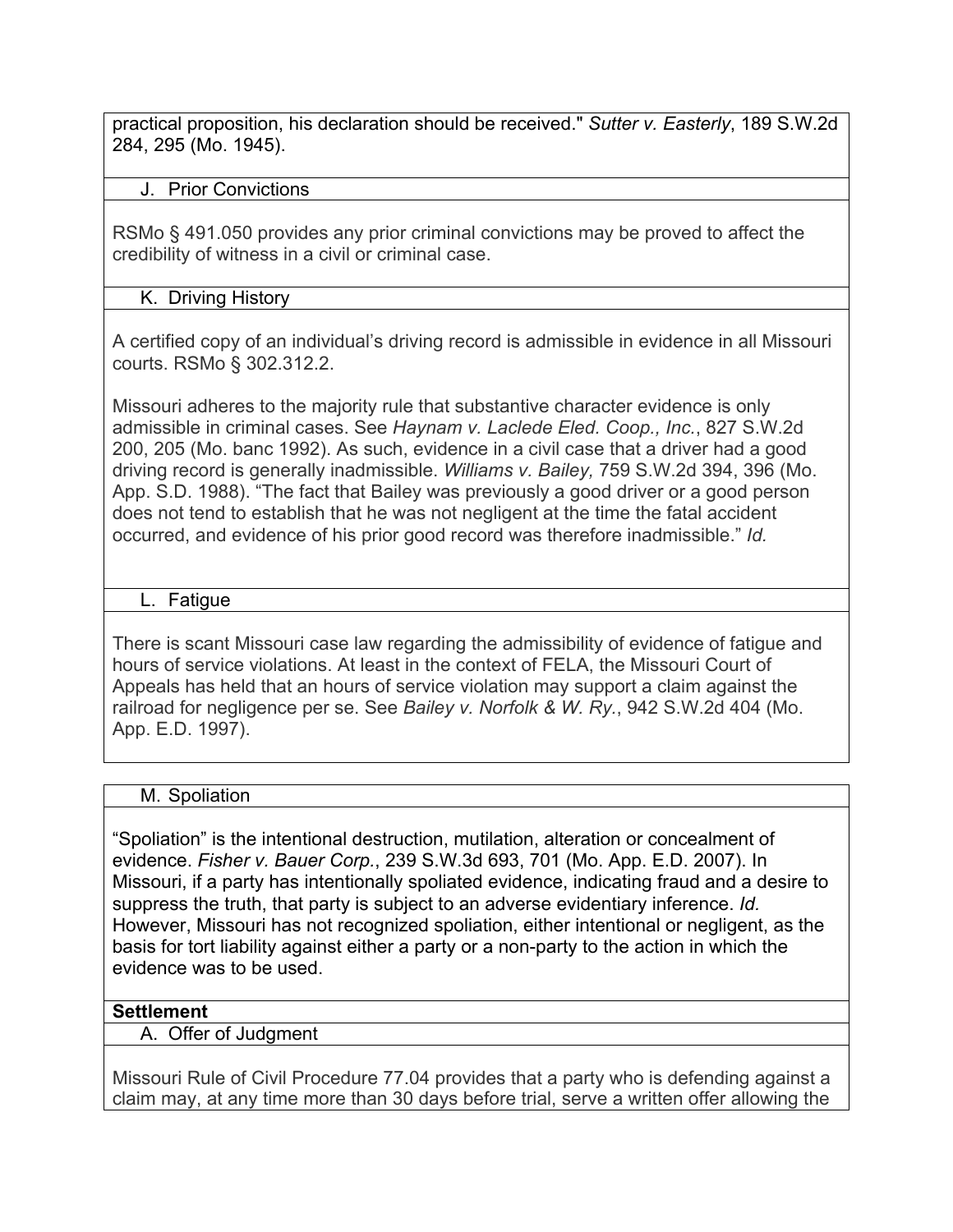practical proposition, his declaration should be received." *Sutter v. Easterly*, 189 S.W.2d 284, 295 (Mo. 1945).

### J. Prior Convictions

RSMo § 491.050 provides any prior criminal convictions may be proved to affect the credibility of witness in a civil or criminal case.

### K. Driving History

A certified copy of an individual's driving record is admissible in evidence in all Missouri courts. RSMo § 302.312.2.

Missouri adheres to the majority rule that substantive character evidence is only admissible in criminal cases. See *Haynam v. Laclede Eled. Coop., Inc.*, 827 S.W.2d 200, 205 (Mo. banc 1992). As such, evidence in a civil case that a driver had a good driving record is generally inadmissible. *Williams v. Bailey,* 759 S.W.2d 394, 396 (Mo. App. S.D. 1988). "The fact that Bailey was previously a good driver or a good person does not tend to establish that he was not negligent at the time the fatal accident occurred, and evidence of his prior good record was therefore inadmissible." *Id.*

### L. Fatigue

There is scant Missouri case law regarding the admissibility of evidence of fatigue and hours of service violations. At least in the context of FELA, the Missouri Court of Appeals has held that an hours of service violation may support a claim against the railroad for negligence per se. See *Bailey v. Norfolk & W. Ry.*, 942 S.W.2d 404 (Mo. App. E.D. 1997).

### M. Spoliation

"Spoliation" is the intentional destruction, mutilation, alteration or concealment of evidence. *Fisher v. Bauer Corp.*, 239 S.W.3d 693, 701 (Mo. App. E.D. 2007). In Missouri, if a party has intentionally spoliated evidence, indicating fraud and a desire to suppress the truth, that party is subject to an adverse evidentiary inference. *Id.* However, Missouri has not recognized spoliation, either intentional or negligent, as the basis for tort liability against either a party or a non-party to the action in which the evidence was to be used.

## Settlement

### A. Offer of Judgment

Missouri Rule of Civil Procedure 77.04 provides that a party who is defending against a claim may, at any time more than 30 days before trial, serve a written offer allowing the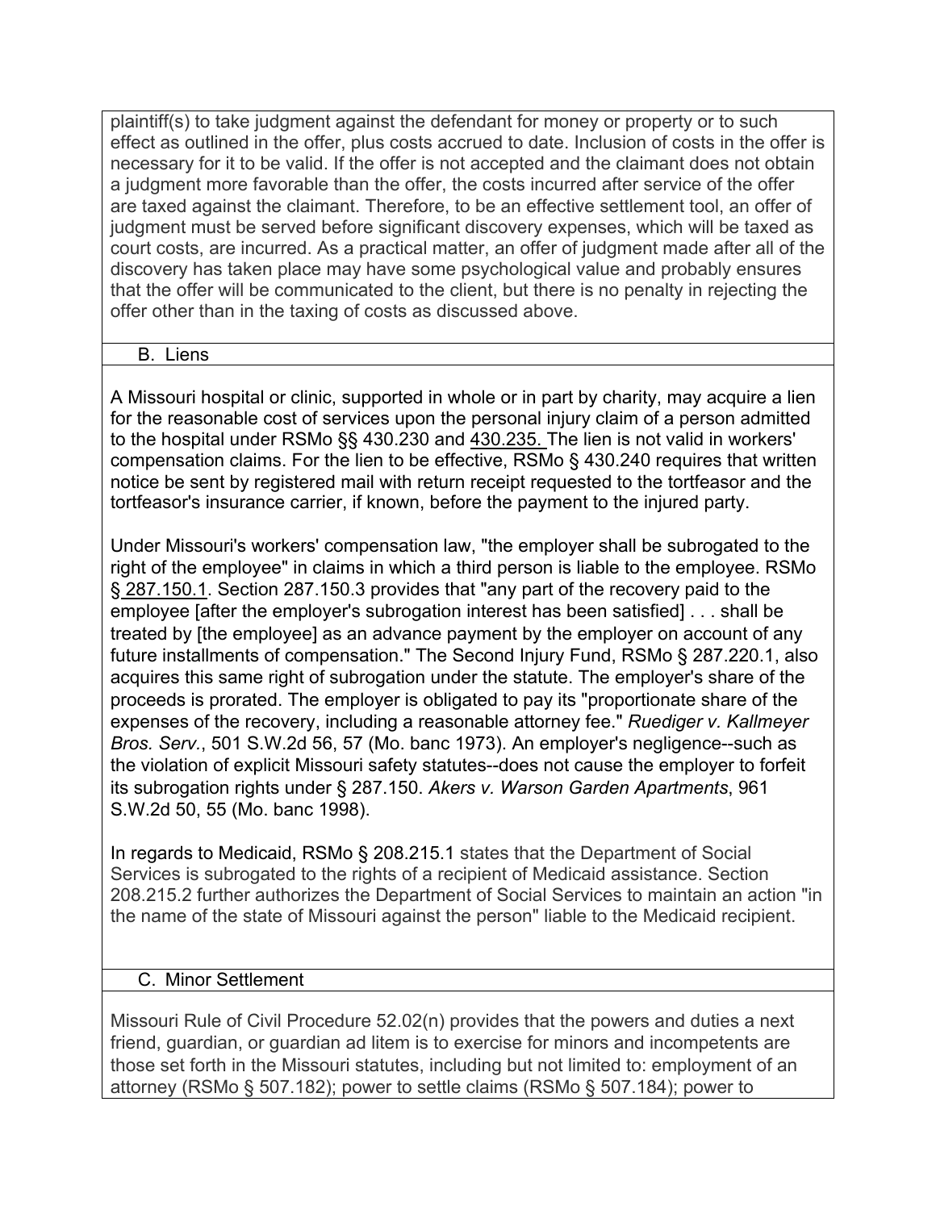plaintiff(s) to take judgment against the defendant for money or property or to such effect as outlined in the offer, plus costs accrued to date. Inclusion of costs in the offer is necessary for it to be valid. If the offer is not accepted and the claimant does not obtain a judgment more favorable than the offer, the costs incurred after service of the offer are taxed against the claimant. Therefore, to be an effective settlement tool, an offer of judgment must be served before significant discovery expenses, which will be taxed as court costs, are incurred. As a practical matter, an offer of judgment made after all of the discovery has taken place may have some psychological value and probably ensures that the offer will be communicated to the client, but there is no penalty in rejecting the offer other than in the taxing of costs as discussed above.

## B. Liens

A Missouri hospital or clinic, supported in whole or in part by charity, may acquire a lien for the reasonable cost of services upon the personal injury claim of a person admitted to the hospital under RSMo §§ 430.230 and 430.235. The lien is not valid in workers' compensation claims. For the lien to be effective, RSMo § 430.240 requires that written notice be sent by registered mail with return receipt requested to the tortfeasor and the tortfeasor's insurance carrier, if known, before the payment to the injured party.

Under Missouri's workers' compensation law, "the employer shall be subrogated to the right of the employee" in claims in which a third person is liable to the employee. RSMo § 287.150.1. Section 287.150.3 provides that "any part of the recovery paid to the employee [after the employer's subrogation interest has been satisfied] . . . shall be treated by [the employee] as an advance payment by the employer on account of any future installments of compensation." The Second Injury Fund, RSMo § 287.220.1, also acquires this same right of subrogation under the statute. The employer's share of the proceeds is prorated. The employer is obligated to pay its "proportionate share of the expenses of the recovery, including a reasonable attorney fee." *Ruediger v. Kallmeyer Bros. Serv.*, 501 S.W.2d 56, 57 (Mo. banc 1973). An employer's negligence--such as the violation of explicit Missouri safety statutes--does not cause the employer to forfeit its subrogation rights under § 287.150. *Akers v. Warson Garden Apartments*, 961 S.W.2d 50, 55 (Mo. banc 1998).

In regards to Medicaid, RSMo § 208.215.1 states that the Department of Social Services is subrogated to the rights of a recipient of Medicaid assistance. Section 208.215.2 further authorizes the Department of Social Services to maintain an action "in the name of the state of Missouri against the person" liable to the Medicaid recipient.

## C. Minor Settlement

Missouri Rule of Civil Procedure 52.02(n) provides that the powers and duties a next friend, guardian, or guardian ad litem is to exercise for minors and incompetents are those set forth in the Missouri statutes, including but not limited to: employment of an attorney (RSMo § 507.182); power to settle claims (RSMo § 507.184); power to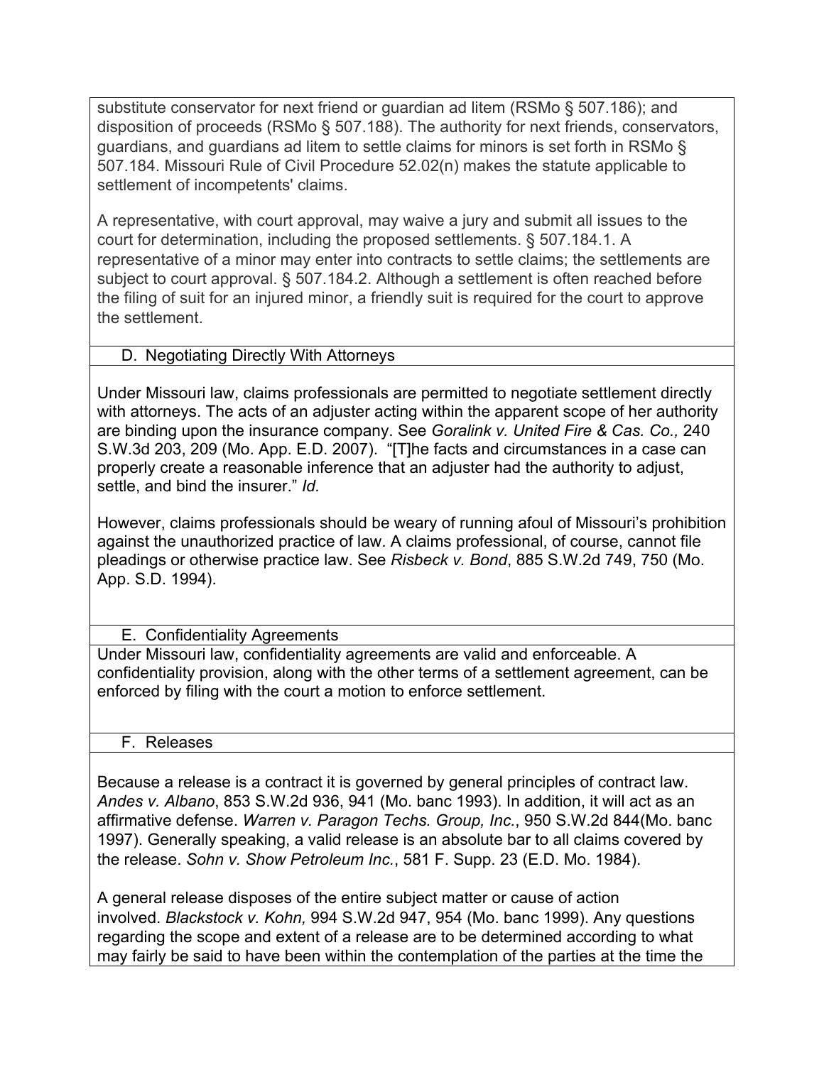substitute conservator for next friend or guardian ad litem (RSMo § 507.186); and disposition of proceeds (RSMo § 507.188). The authority for next friends, conservators, guardians, and guardians ad litem to settle claims for minors is set forth in RSMo § 507.184. Missouri Rule of Civil Procedure 52.02(n) makes the statute applicable to settlement of incompetents' claims.

A representative, with court approval, may waive a jury and submit all issues to the court for determination, including the proposed settlements. § 507.184.1. A representative of a minor may enter into contracts to settle claims; the settlements are subject to court approval. § 507.184.2. Although a settlement is often reached before the filing of suit for an injured minor, a friendly suit is required for the court to approve the settlement.

### D. Negotiating Directly With Attorneys

Under Missouri law, claims professionals are permitted to negotiate settlement directly with attorneys. The acts of an adjuster acting within the apparent scope of her authority are binding upon the insurance company. See *Goralink v. United Fire & Cas. Co.,* 240 S.W.3d 203, 209 (Mo. App. E.D. 2007). "[T]he facts and circumstances in a case can properly create a reasonable inference that an adjuster had the authority to adjust, settle, and bind the insurer." *Id.*

However, claims professionals should be weary of running afoul of Missouri's prohibition against the unauthorized practice of law. A claims professional, of course, cannot file pleadings or otherwise practice law. See *Risbeck v. Bond*, 885 S.W.2d 749, 750 (Mo. App. S.D. 1994).

### E. Confidentiality Agreements

Under Missouri law, confidentiality agreements are valid and enforceable. A confidentiality provision, along with the other terms of a settlement agreement, can be enforced by filing with the court a motion to enforce settlement.

### F. Releases

Because a release is a contract it is governed by general principles of contract law. *Andes v. Albano*, 853 S.W.2d 936, 941 (Mo. banc 1993). In addition, it will act as an affirmative defense. *Warren v. Paragon Techs. Group, Inc.*, 950 S.W.2d 844(Mo. banc 1997). Generally speaking, a valid release is an absolute bar to all claims covered by the release. *Sohn v. Show Petroleum Inc.*, 581 F. Supp. 23 (E.D. Mo. 1984).

A general release disposes of the entire subject matter or cause of action involved. *Blackstock v. Kohn,* 994 S.W.2d 947, 954 (Mo. banc 1999). Any questions regarding the scope and extent of a release are to be determined according to what may fairly be said to have been within the contemplation of the parties at the time the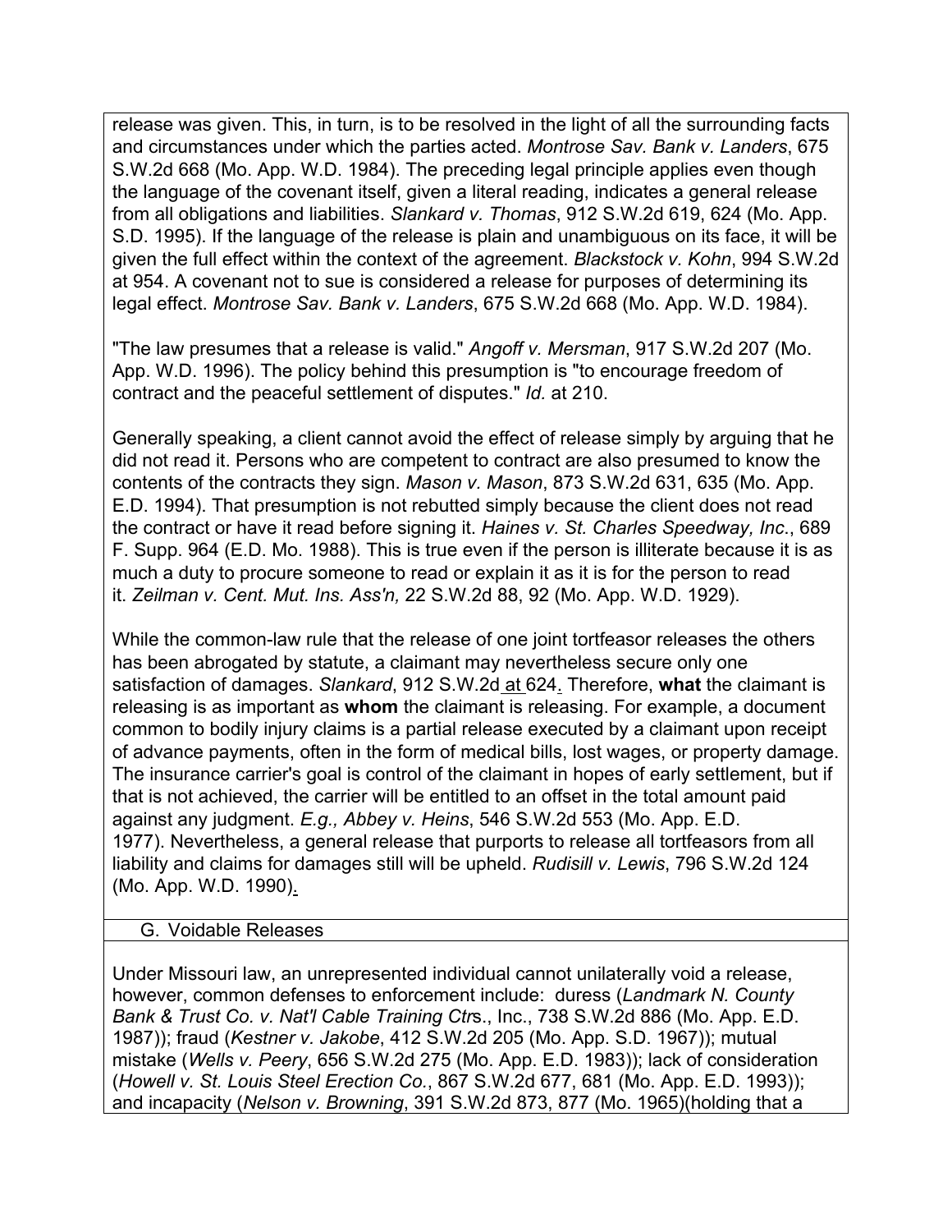release was given. This, in turn, is to be resolved in the light of all the surrounding facts and circumstances under which the parties acted. *Montrose Sav. Bank v. Landers*, 675 S.W.2d 668 (Mo. App. W.D. 1984). The preceding legal principle applies even though the language of the covenant itself, given a literal reading, indicates a general release from all obligations and liabilities. *Slankard v. Thomas*, 912 S.W.2d 619, 624 (Mo. App. S.D. 1995). If the language of the release is plain and unambiguous on its face, it will be given the full effect within the context of the agreement. *Blackstock v. Kohn*, 994 S.W.2d at 954. A covenant not to sue is considered a release for purposes of determining its legal effect. *Montrose Sav. Bank v. Landers*, 675 S.W.2d 668 (Mo. App. W.D. 1984).

"The law presumes that a release is valid." *Angoff v. Mersman*, 917 S.W.2d 207 (Mo. App. W.D. 1996). The policy behind this presumption is "to encourage freedom of contract and the peaceful settlement of disputes." *Id.* at 210.

Generally speaking, a client cannot avoid the effect of release simply by arguing that he did not read it. Persons who are competent to contract are also presumed to know the contents of the contracts they sign. *Mason v. Mason*, 873 S.W.2d 631, 635 (Mo. App. E.D. 1994). That presumption is not rebutted simply because the client does not read the contract or have it read before signing it. *Haines v. St. Charles Speedway, Inc.*, 689 F. Supp. 964 (E.D. Mo. 1988). This is true even if the person is illiterate because it is as much a duty to procure someone to read or explain it as it is for the person to read it. *Zeilman v. Cent. Mut. Ins. Ass'n,* 22 S.W.2d 88, 92 (Mo. App. W.D. 1929).

While the common-law rule that the release of one joint tortfeasor releases the others has been abrogated by statute, a claimant may nevertheless secure only one satisfaction of damages. *Slankard*, 912 S.W.2d at 624. Therefore, **what** the claimant is releasing is as important as **whom** the claimant is releasing. For example, a document common to bodily injury claims is a partial release executed by a claimant upon receipt of advance payments, often in the form of medical bills, lost wages, or property damage. The insurance carrier's goal is control of the claimant in hopes of early settlement, but if that is not achieved, the carrier will be entitled to an offset in the total amount paid against any judgment. *E.g., Abbey v. Heins*, 546 S.W.2d 553 (Mo. App. E.D. 1977). Nevertheless, a general release that purports to release all tortfeasors from all liability and claims for damages still will be upheld. *Rudisill v. Lewis*, 796 S.W.2d 124 (Mo. App. W.D. 1990).

## G. Voidable Releases

Under Missouri law, an unrepresented individual cannot unilaterally void a release, however, common defenses to enforcement include: duress (*Landmark N. County Bank & Trust Co. v. Nat'l Cable Training Ctrs*., Inc., 738 S.W.2d 886 (Mo. App. E.D. 1987)); fraud (*Kestner v. Jakobe*, 412 S.W.2d 205 (Mo. App. S.D. 1967)); mutual mistake (*Wells v. Peery*, 656 S.W.2d 275 (Mo. App. E.D. 1983)); lack of consideration (*Howell v. St. Louis Steel Erection Co.*, 867 S.W.2d 677, 681 (Mo. App. E.D. 1993)); and incapacity (*Nelson v. Browning*, 391 S.W.2d 873, 877 (Mo. 1965)(holding that a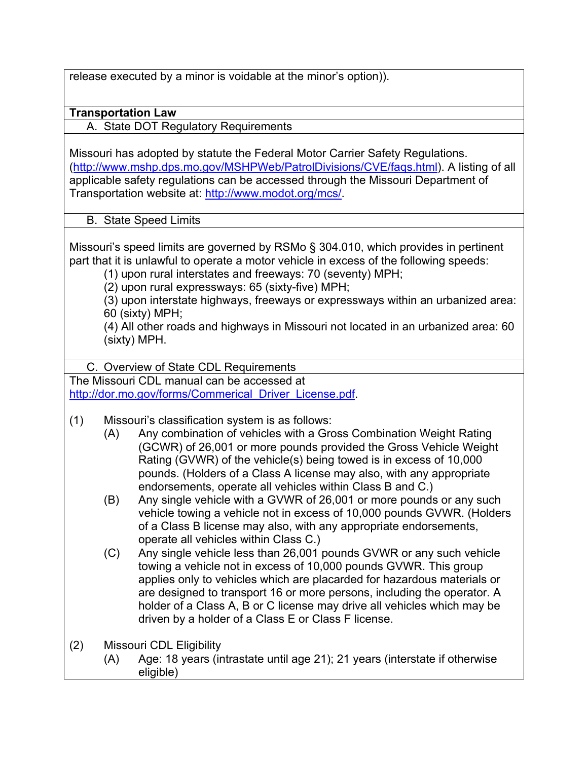release executed by a minor is voidable at the minor's option)).

## Transportation Law

### A. State DOT Regulatory Requirements

Missouri has adopted by statute the Federal Motor Carrier Safety Regulations. (http://www.mshp.dps.mo.gov/MSHPWeb/PatrolDivisions/CVE/faqs.html). A listing of all applicable safety regulations can be accessed through the Missouri Department of Transportation website at: http://www.modot.org/mcs/.

### B. State Speed Limits

Missouri's speed limits are governed by RSMo § 304.010, which provides in pertinent part that it is unlawful to operate a motor vehicle in excess of the following speeds:

(1) upon rural interstates and freeways: 70 (seventy) MPH;
(2) upon rural expressways: 65 (sixty-five) MPH;
(3) upon interstate highways, freeways or expressways within an urbanized area: 60 (sixty) MPH;
(4) All other roads and highways in Missouri not located in an urbanized area: 60 (sixty) MPH.

### C. Overview of State CDL Requirements

The Missouri CDL manual can be accessed at http://dor.mo.gov/forms/Commerical_Driver_License.pdf.

(1) Missouri's classification system is as follows:

(A) Any combination of vehicles with a Gross Combination Weight Rating (GCWR) of 26,001 or more pounds provided the Gross Vehicle Weight Rating (GVWR) of the vehicle(s) being towed is in excess of 10,000 pounds. (Holders of a Class A license may also, with any appropriate endorsements, operate all vehicles within Class B and C.)

(B) Any single vehicle with a GVWR of 26,001 or more pounds or any such vehicle towing a vehicle not in excess of 10,000 pounds GVWR. (Holders of a Class B license may also, with any appropriate endorsements, operate all vehicles within Class C.)

(C) Any single vehicle less than 26,001 pounds GVWR or any such vehicle towing a vehicle not in excess of 10,000 pounds GVWR. This group applies only to vehicles which are placarded for hazardous materials or are designed to transport 16 or more persons, including the operator. A holder of a Class A, B or C license may drive all vehicles which may be driven by a holder of a Class E or Class F license.

(2) Missouri CDL Eligibility

(A) Age: 18 years (intrastate until age 21); 21 years (interstate if otherwise eligible)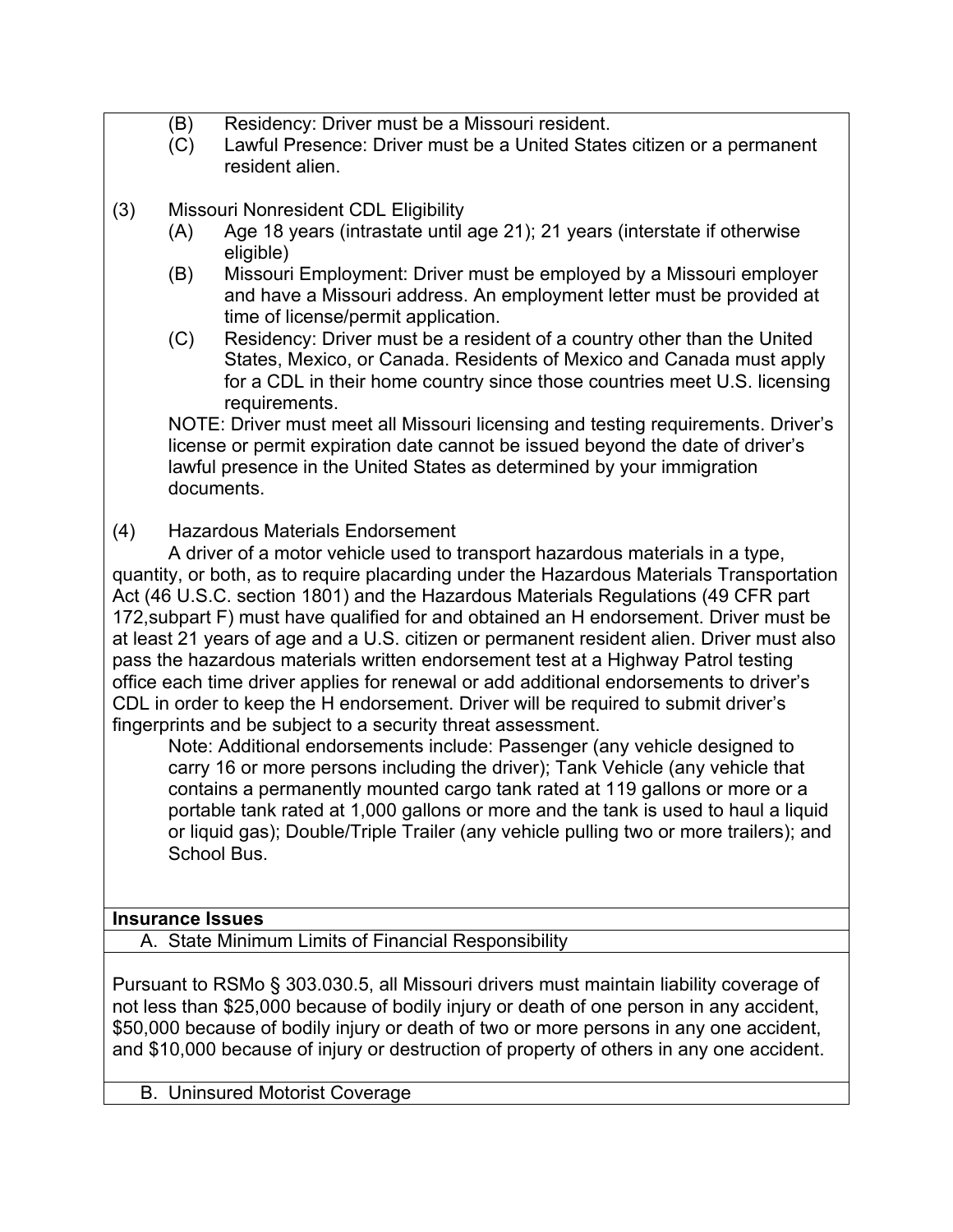(B) Residency: Driver must be a Missouri resident.

(C) Lawful Presence: Driver must be a United States citizen or a permanent resident alien.

(3) Missouri Nonresident CDL Eligibility

(A) Age 18 years (intrastate until age 21); 21 years (interstate if otherwise eligible)

(B) Missouri Employment: Driver must be employed by a Missouri employer and have a Missouri address. An employment letter must be provided at time of license/permit application.

(C) Residency: Driver must be a resident of a country other than the United States, Mexico, or Canada. Residents of Mexico and Canada must apply for a CDL in their home country since those countries meet U.S. licensing requirements.

NOTE: Driver must meet all Missouri licensing and testing requirements. Driver's license or permit expiration date cannot be issued beyond the date of driver's lawful presence in the United States as determined by your immigration documents.

(4) Hazardous Materials Endorsement

A driver of a motor vehicle used to transport hazardous materials in a type, quantity, or both, as to require placarding under the Hazardous Materials Transportation Act (46 U.S.C. section 1801) and the Hazardous Materials Regulations (49 CFR part 172,subpart F) must have qualified for and obtained an H endorsement. Driver must be at least 21 years of age and a U.S. citizen or permanent resident alien. Driver must also pass the hazardous materials written endorsement test at a Highway Patrol testing office each time driver applies for renewal or add additional endorsements to driver's CDL in order to keep the H endorsement. Driver will be required to submit driver's fingerprints and be subject to a security threat assessment.

Note: Additional endorsements include: Passenger (any vehicle designed to carry 16 or more persons including the driver); Tank Vehicle (any vehicle that contains a permanently mounted cargo tank rated at 119 gallons or more or a portable tank rated at 1,000 gallons or more and the tank is used to haul a liquid or liquid gas); Double/Triple Trailer (any vehicle pulling two or more trailers); and School Bus.

**Insurance Issues**

A. State Minimum Limits of Financial Responsibility

Pursuant to RSMo § 303.030.5, all Missouri drivers must maintain liability coverage of not less than $25,000 because of bodily injury or death of one person in any accident, $50,000 because of bodily injury or death of two or more persons in any one accident, and $10,000 because of injury or destruction of property of others in any one accident.

B. Uninsured Motorist Coverage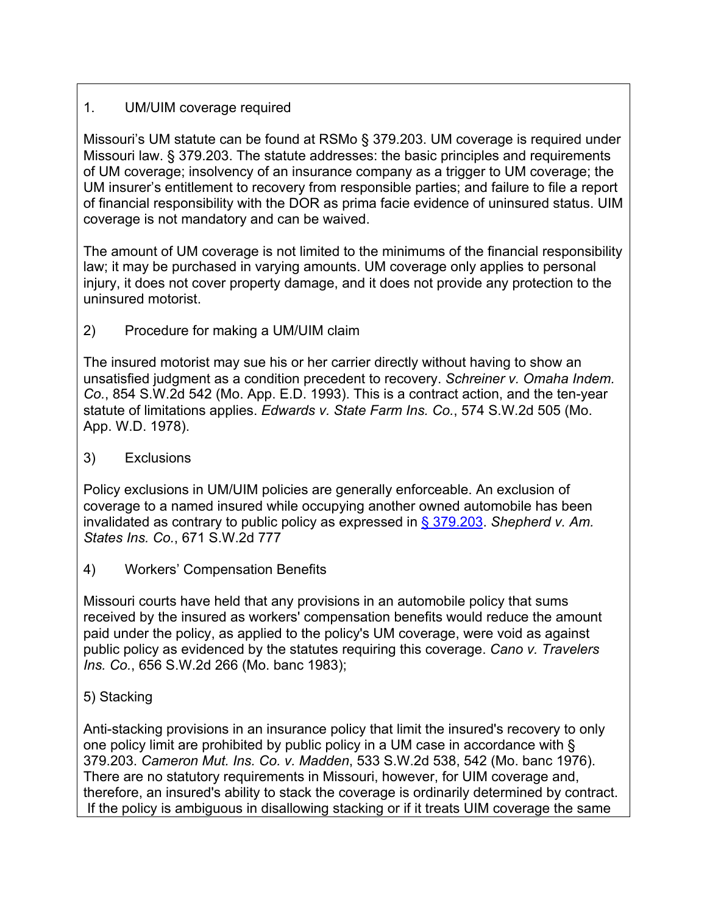1. UM/UIM coverage required

Missouri's UM statute can be found at RSMo § 379.203. UM coverage is required under Missouri law. § 379.203. The statute addresses: the basic principles and requirements of UM coverage; insolvency of an insurance company as a trigger to UM coverage; the UM insurer's entitlement to recovery from responsible parties; and failure to file a report of financial responsibility with the DOR as prima facie evidence of uninsured status. UIM coverage is not mandatory and can be waived.

The amount of UM coverage is not limited to the minimums of the financial responsibility law; it may be purchased in varying amounts. UM coverage only applies to personal injury, it does not cover property damage, and it does not provide any protection to the uninsured motorist.

2) Procedure for making a UM/UIM claim

The insured motorist may sue his or her carrier directly without having to show an unsatisfied judgment as a condition precedent to recovery. *Schreiner v. Omaha Indem. Co.*, 854 S.W.2d 542 (Mo. App. E.D. 1993). This is a contract action, and the ten-year statute of limitations applies. *Edwards v. State Farm Ins. Co.*, 574 S.W.2d 505 (Mo. App. W.D. 1978).

3) Exclusions

Policy exclusions in UM/UIM policies are generally enforceable. An exclusion of coverage to a named insured while occupying another owned automobile has been invalidated as contrary to public policy as expressed in § 379.203. *Shepherd v. Am. States Ins. Co.*, 671 S.W.2d 777

4) Workers' Compensation Benefits

Missouri courts have held that any provisions in an automobile policy that sums received by the insured as workers' compensation benefits would reduce the amount paid under the policy, as applied to the policy's UM coverage, were void as against public policy as evidenced by the statutes requiring this coverage. *Cano v. Travelers Ins. Co.*, 656 S.W.2d 266 (Mo. banc 1983);

5) Stacking

Anti-stacking provisions in an insurance policy that limit the insured's recovery to only one policy limit are prohibited by public policy in a UM case in accordance with § 379.203. *Cameron Mut. Ins. Co. v. Madden*, 533 S.W.2d 538, 542 (Mo. banc 1976). There are no statutory requirements in Missouri, however, for UIM coverage and, therefore, an insured's ability to stack the coverage is ordinarily determined by contract. If the policy is ambiguous in disallowing stacking or if it treats UIM coverage the same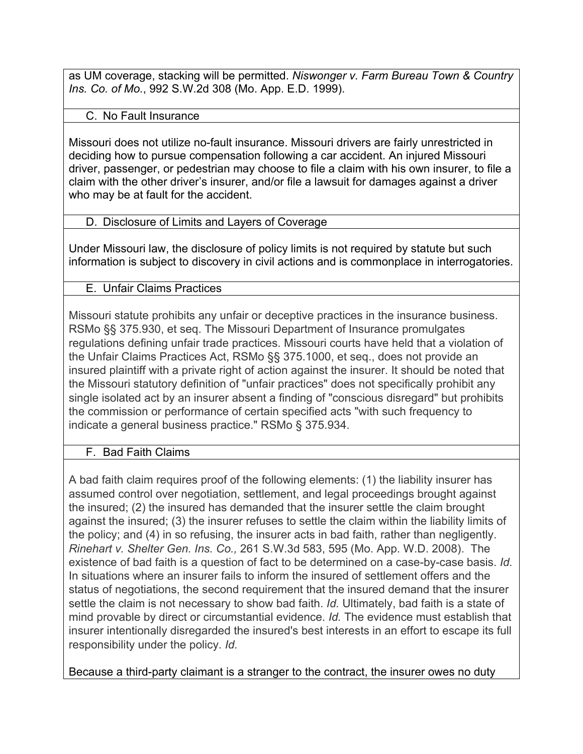as UM coverage, stacking will be permitted. *Niswonger v. Farm Bureau Town & Country Ins. Co. of Mo.*, 992 S.W.2d 308 (Mo. App. E.D. 1999).

### C. No Fault Insurance

Missouri does not utilize no-fault insurance. Missouri drivers are fairly unrestricted in deciding how to pursue compensation following a car accident. An injured Missouri driver, passenger, or pedestrian may choose to file a claim with his own insurer, to file a claim with the other driver's insurer, and/or file a lawsuit for damages against a driver who may be at fault for the accident.

### D. Disclosure of Limits and Layers of Coverage

Under Missouri law, the disclosure of policy limits is not required by statute but such information is subject to discovery in civil actions and is commonplace in interrogatories.

### E. Unfair Claims Practices

Missouri statute prohibits any unfair or deceptive practices in the insurance business. RSMo §§ 375.930, et seq. The Missouri Department of Insurance promulgates regulations defining unfair trade practices. Missouri courts have held that a violation of the Unfair Claims Practices Act, RSMo §§ 375.1000, et seq., does not provide an insured plaintiff with a private right of action against the insurer. It should be noted that the Missouri statutory definition of "unfair practices" does not specifically prohibit any single isolated act by an insurer absent a finding of "conscious disregard" but prohibits the commission or performance of certain specified acts "with such frequency to indicate a general business practice." RSMo § 375.934.

### F. Bad Faith Claims

A bad faith claim requires proof of the following elements: (1) the liability insurer has assumed control over negotiation, settlement, and legal proceedings brought against the insured; (2) the insured has demanded that the insurer settle the claim brought against the insured; (3) the insurer refuses to settle the claim within the liability limits of the policy; and (4) in so refusing, the insurer acts in bad faith, rather than negligently. *Rinehart v. Shelter Gen. Ins. Co.,* 261 S.W.3d 583, 595 (Mo. App. W.D. 2008). The existence of bad faith is a question of fact to be determined on a case-by-case basis. *Id.* In situations where an insurer fails to inform the insured of settlement offers and the status of negotiations, the second requirement that the insured demand that the insurer settle the claim is not necessary to show bad faith. *Id.* Ultimately, bad faith is a state of mind provable by direct or circumstantial evidence. *Id.* The evidence must establish that insurer intentionally disregarded the insured's best interests in an effort to escape its full responsibility under the policy. *Id.*

Because a third-party claimant is a stranger to the contract, the insurer owes no duty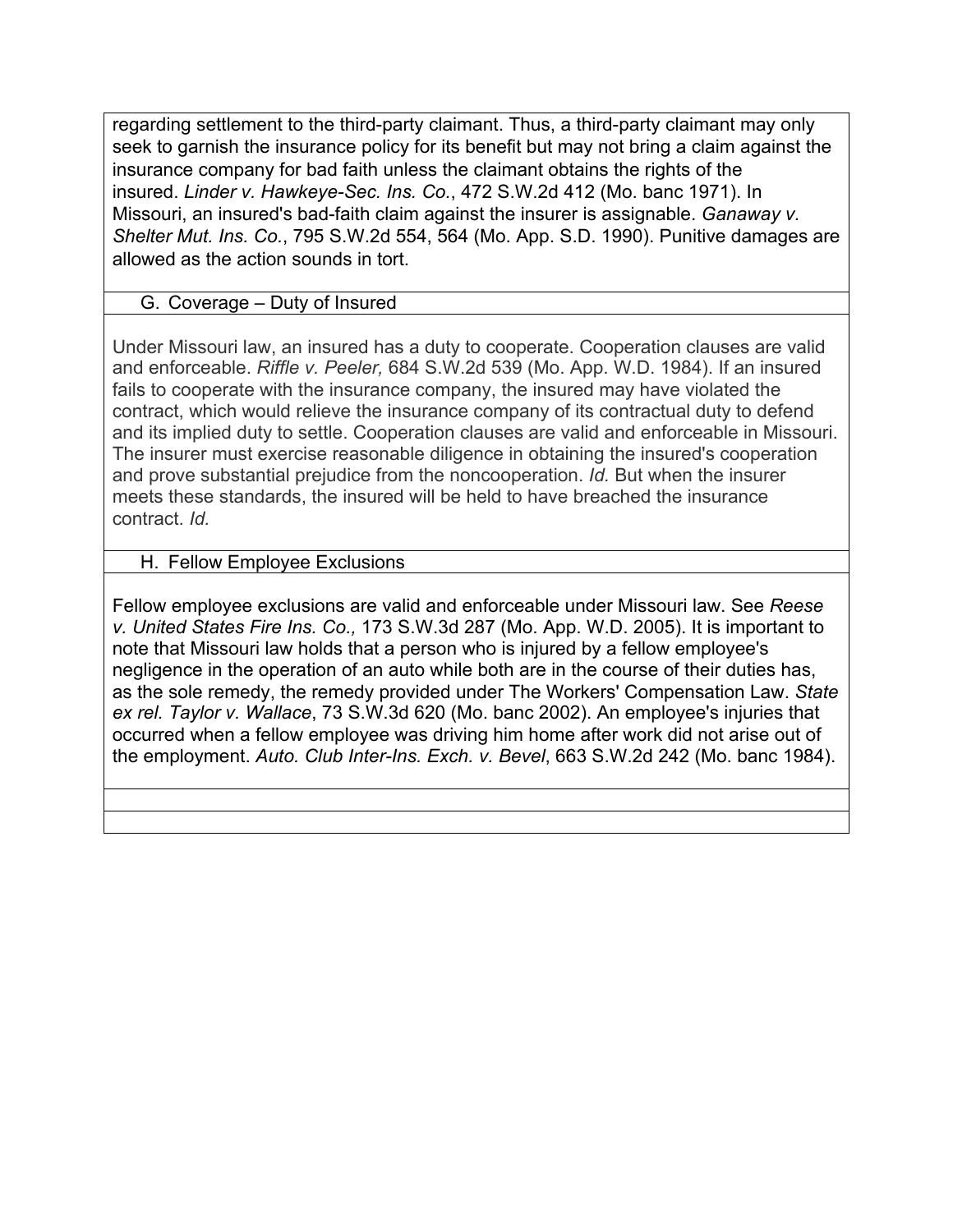regarding settlement to the third-party claimant. Thus, a third-party claimant may only seek to garnish the insurance policy for its benefit but may not bring a claim against the insurance company for bad faith unless the claimant obtains the rights of the insured. *Linder v. Hawkeye-Sec. Ins. Co.*, 472 S.W.2d 412 (Mo. banc 1971). In Missouri, an insured's bad-faith claim against the insurer is assignable. *Ganaway v. Shelter Mut. Ins. Co.*, 795 S.W.2d 554, 564 (Mo. App. S.D. 1990). Punitive damages are allowed as the action sounds in tort.

### G. Coverage – Duty of Insured

Under Missouri law, an insured has a duty to cooperate. Cooperation clauses are valid and enforceable. *Riffle v. Peeler,* 684 S.W.2d 539 (Mo. App. W.D. 1984). If an insured fails to cooperate with the insurance company, the insured may have violated the contract, which would relieve the insurance company of its contractual duty to defend and its implied duty to settle. Cooperation clauses are valid and enforceable in Missouri. The insurer must exercise reasonable diligence in obtaining the insured's cooperation and prove substantial prejudice from the noncooperation. *Id.* But when the insurer meets these standards, the insured will be held to have breached the insurance contract. *Id.*

### H. Fellow Employee Exclusions

Fellow employee exclusions are valid and enforceable under Missouri law. See *Reese v. United States Fire Ins. Co.,* 173 S.W.3d 287 (Mo. App. W.D. 2005). It is important to note that Missouri law holds that a person who is injured by a fellow employee's negligence in the operation of an auto while both are in the course of their duties has, as the sole remedy, the remedy provided under The Workers' Compensation Law. *State ex rel. Taylor v. Wallace*, 73 S.W.3d 620 (Mo. banc 2002). An employee's injuries that occurred when a fellow employee was driving him home after work did not arise out of the employment. *Auto. Club Inter-Ins. Exch. v. Bevel*, 663 S.W.2d 242 (Mo. banc 1984).